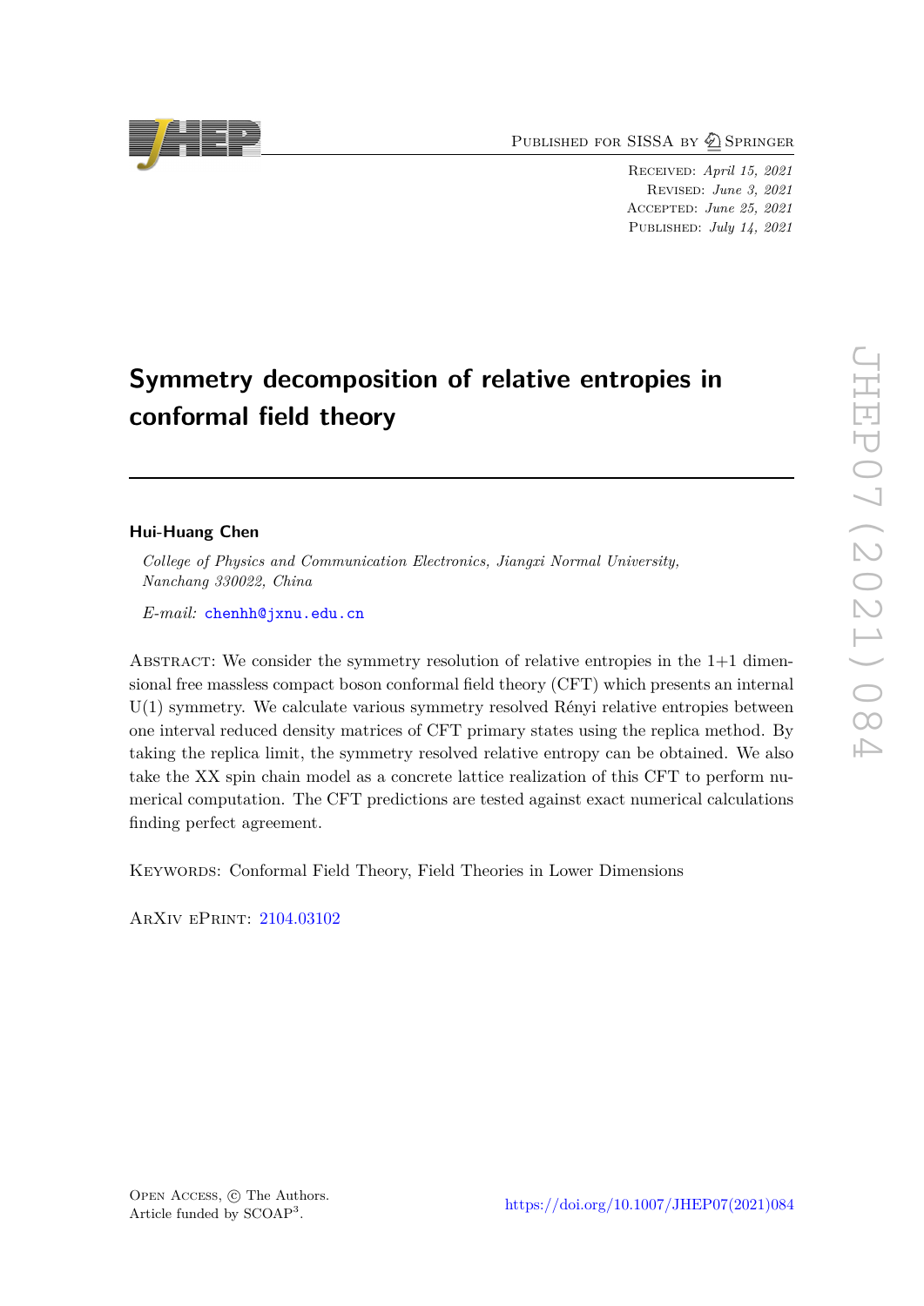Published for SISSA by Springer

Received: *April 15, 2021*
Revised: *June 3, 2021*
Accepted: *June 25, 2021*
Published: *July 14, 2021*

# Symmetry decomposition of relative entropies in conformal field theory

**Hui-Huang Chen**

*College of Physics and Communication Electronics, Jiangxi Normal University, Nanchang 330022, China*

*E-mail:* chenhh@jxnu.edu.cn

Abstract: We consider the symmetry resolution of relative entropies in the 1+1 dimensional free massless compact boson conformal field theory (CFT) which presents an internal U(1) symmetry. We calculate various symmetry resolved Rényi relative entropies between one interval reduced density matrices of CFT primary states using the replica method. By taking the replica limit, the symmetry resolved relative entropy can be obtained. We also take the XX spin chain model as a concrete lattice realization of this CFT to perform numerical computation. The CFT predictions are tested against exact numerical calculations finding perfect agreement.

Keywords: Conformal Field Theory, Field Theories in Lower Dimensions

ArXiv ePrint: 2104.03102

Open Access, © The Authors.
Article funded by SCOAP[3].

https://doi.org/10.1007/JHEP07(2021)084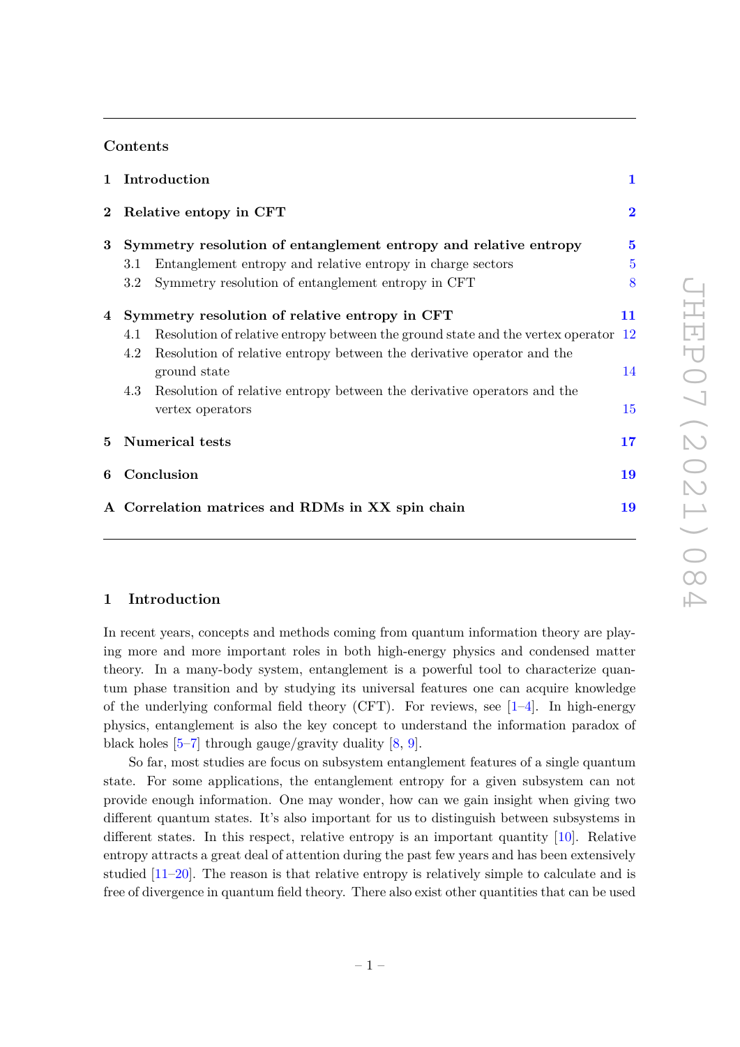## Contents

| | | |
|---|---|---|
| **1** | **Introduction** | **1** |
| **2** | **Relative entopy in CFT** | **2** |
| **3** | **Symmetry resolution of entanglement entropy and relative entropy** | **5** |
| | 3.1 Entanglement entropy and relative entropy in charge sectors | 5 |
| | 3.2 Symmetry resolution of entanglement entropy in CFT | 8 |
| **4** | **Symmetry resolution of relative entropy in CFT** | **11** |
| | 4.1 Resolution of relative entropy between the ground state and the vertex operator | 12 |
| | 4.2 Resolution of relative entropy between the derivative operator and the ground state | 14 |
| | 4.3 Resolution of relative entropy between the derivative operators and the vertex operators | 15 |
| **5** | **Numerical tests** | **17** |
| **6** | **Conclusion** | **19** |
| **A** | **Correlation matrices and RDMs in XX spin chain** | **19** |

## 1 Introduction

In recent years, concepts and methods coming from quantum information theory are playing more and more important roles in both high-energy physics and condensed matter theory. In a many-body system, entanglement is a powerful tool to characterize quantum phase transition and by studying its universal features one can acquire knowledge of the underlying conformal field theory (CFT). For reviews, see [1–4]. In high-energy physics, entanglement is also the key concept to understand the information paradox of black holes [5–7] through gauge/gravity duality [8, 9].

So far, most studies are focus on subsystem entanglement features of a single quantum state. For some applications, the entanglement entropy for a given subsystem can not provide enough information. One may wonder, how can we gain insight when giving two different quantum states. It's also important for us to distinguish between subsystems in different states. In this respect, relative entropy is an important quantity [10]. Relative entropy attracts a great deal of attention during the past few years and has been extensively studied [11–20]. The reason is that relative entropy is relatively simple to calculate and is free of divergence in quantum field theory. There also exist other quantities that can be used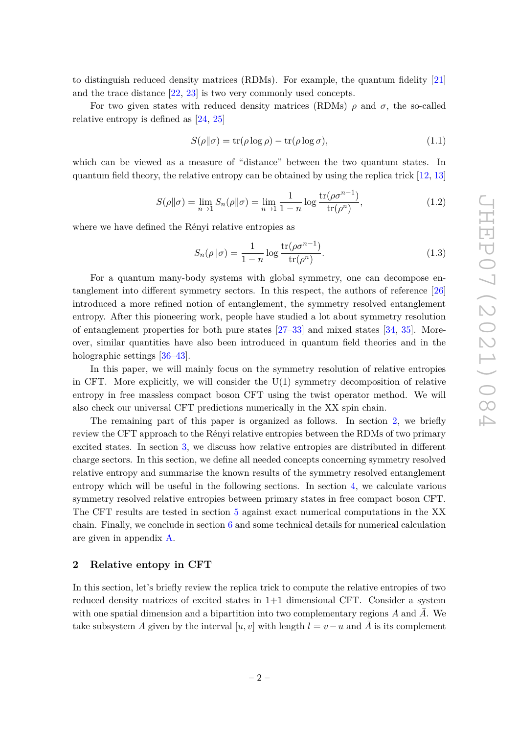to distinguish reduced density matrices (RDMs). For example, the quantum fidelity [21] and the trace distance [22, 23] is two very commonly used concepts.

For two given states with reduced density matrices (RDMs) $\rho$ and $\sigma$, the so-called relative entropy is defined as [24, 25]

$$S(\rho\|\sigma) = \mathrm{tr}(\rho \log \rho) - \mathrm{tr}(\rho \log \sigma), \tag{1.1}$$

which can be viewed as a measure of "distance" between the two quantum states. In quantum field theory, the relative entropy can be obtained by using the replica trick [12, 13]

$$S(\rho\|\sigma) = \lim_{n\to 1} S_n(\rho\|\sigma) = \lim_{n\to 1} \frac{1}{1-n} \log \frac{\mathrm{tr}(\rho\sigma^{n-1})}{\mathrm{tr}(\rho^n)}, \tag{1.2}$$

where we have defined the Rényi relative entropies as

$$S_n(\rho\|\sigma) = \frac{1}{1-n} \log \frac{\mathrm{tr}(\rho\sigma^{n-1})}{\mathrm{tr}(\rho^n)}. \tag{1.3}$$

For a quantum many-body systems with global symmetry, one can decompose entanglement into different symmetry sectors. In this respect, the authors of reference [26] introduced a more refined notion of entanglement, the symmetry resolved entanglement entropy. After this pioneering work, people have studied a lot about symmetry resolution of entanglement properties for both pure states [27–33] and mixed states [34, 35]. Moreover, similar quantities have also been introduced in quantum field theories and in the holographic settings [36–43].

In this paper, we will mainly focus on the symmetry resolution of relative entropies in CFT. More explicitly, we will consider the U(1) symmetry decomposition of relative entropy in free massless compact boson CFT using the twist operator method. We will also check our universal CFT predictions numerically in the XX spin chain.

The remaining part of this paper is organized as follows. In section 2, we briefly review the CFT approach to the Rényi relative entropies between the RDMs of two primary excited states. In section 3, we discuss how relative entropies are distributed in different charge sectors. In this section, we define all needed concepts concerning symmetry resolved relative entropy and summarise the known results of the symmetry resolved entanglement entropy which will be useful in the following sections. In section 4, we calculate various symmetry resolved relative entropies between primary states in free compact boson CFT. The CFT results are tested in section 5 against exact numerical computations in the XX chain. Finally, we conclude in section 6 and some technical details for numerical calculation are given in appendix A.

## 2 Relative entopy in CFT

In this section, let's briefly review the replica trick to compute the relative entropies of two reduced density matrices of excited states in 1+1 dimensional CFT. Consider a system with one spatial dimension and a bipartition into two complementary regions $A$ and $\bar{A}$. We take subsystem $A$ given by the interval $[u, v]$ with length $l = v - u$ and $\bar{A}$ is its complement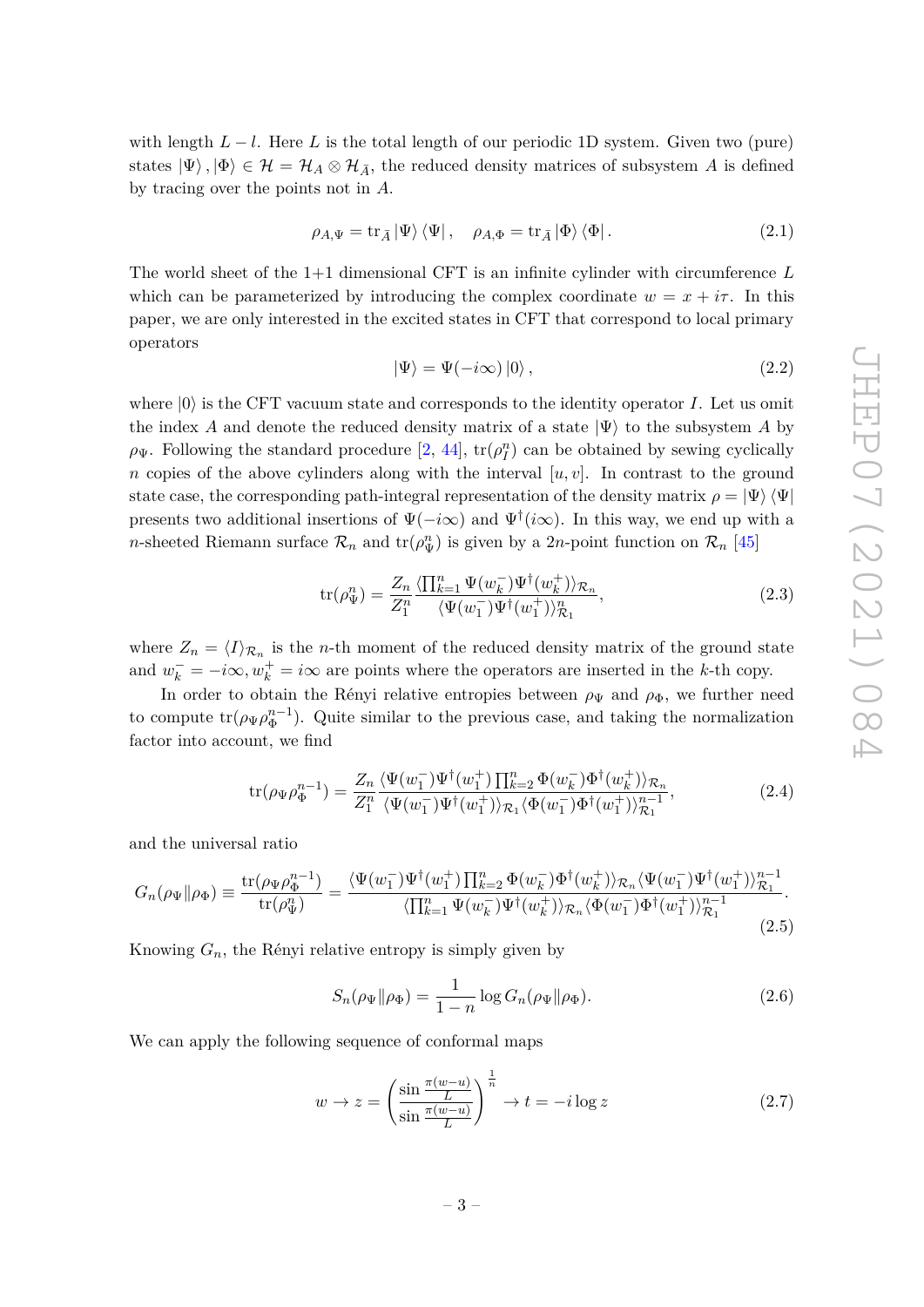with length $L - l$. Here $L$ is the total length of our periodic 1D system. Given two (pure) states $|\Psi\rangle, |\Phi\rangle \in \mathcal{H} = \mathcal{H}_A \otimes \mathcal{H}_{\bar{A}}$, the reduced density matrices of subsystem $A$ is defined by tracing over the points not in $A$.

$$\rho_{A,\Psi} = \operatorname{tr}_{\bar{A}} |\Psi\rangle\langle\Psi|, \quad \rho_{A,\Phi} = \operatorname{tr}_{\bar{A}} |\Phi\rangle\langle\Phi|. \tag{2.1}$$

The world sheet of the 1+1 dimensional CFT is an infinite cylinder with circumference $L$ which can be parameterized by introducing the complex coordinate $w = x + i\tau$. In this paper, we are only interested in the excited states in CFT that correspond to local primary operators

$$|\Psi\rangle = \Psi(-i\infty)|0\rangle, \tag{2.2}$$

where $|0\rangle$ is the CFT vacuum state and corresponds to the identity operator $I$. Let us omit the index $A$ and denote the reduced density matrix of a state $|\Psi\rangle$ to the subsystem $A$ by $\rho_\Psi$. Following the standard procedure [2, 44], $\operatorname{tr}(\rho_I^n)$ can be obtained by sewing cyclically $n$ copies of the above cylinders along with the interval $[u, v]$. In contrast to the ground state case, the corresponding path-integral representation of the density matrix $\rho = |\Psi\rangle\langle\Psi|$ presents two additional insertions of $\Psi(-i\infty)$ and $\Psi^\dagger(i\infty)$. In this way, we end up with a $n$-sheeted Riemann surface $\mathcal{R}_n$ and $\operatorname{tr}(\rho_\Psi^n)$ is given by a $2n$-point function on $\mathcal{R}_n$ [45]

$$\operatorname{tr}(\rho_\Psi^n) = \frac{Z_n}{Z_1^n} \frac{\langle \prod_{k=1}^n \Psi(w_k^-)\Psi^\dagger(w_k^+)\rangle_{\mathcal{R}_n}}{\langle \Psi(w_1^-)\Psi^\dagger(w_1^+)\rangle_{\mathcal{R}_1}^n}, \tag{2.3}$$

where $Z_n = \langle I \rangle_{\mathcal{R}_n}$ is the $n$-th moment of the reduced density matrix of the ground state and $w_k^- = -i\infty, w_k^+ = i\infty$ are points where the operators are inserted in the $k$-th copy.

In order to obtain the Rényi relative entropies between $\rho_\Psi$ and $\rho_\Phi$, we further need to compute $\operatorname{tr}(\rho_\Psi \rho_\Phi^{n-1})$. Quite similar to the previous case, and taking the normalization factor into account, we find

$$\operatorname{tr}(\rho_\Psi \rho_\Phi^{n-1}) = \frac{Z_n}{Z_1^n} \frac{\langle \Psi(w_1^-)\Psi^\dagger(w_1^+) \prod_{k=2}^n \Phi(w_k^-)\Phi^\dagger(w_k^+)\rangle_{\mathcal{R}_n}}{\langle \Psi(w_1^-)\Psi^\dagger(w_1^+)\rangle_{\mathcal{R}_1} \langle \Phi(w_1^-)\Phi^\dagger(w_1^+)\rangle_{\mathcal{R}_1}^{n-1}}, \tag{2.4}$$

and the universal ratio

$$G_n(\rho_\Psi \| \rho_\Phi) \equiv \frac{\operatorname{tr}(\rho_\Psi \rho_\Phi^{n-1})}{\operatorname{tr}(\rho_\Psi^n)} = \frac{\langle \Psi(w_1^-)\Psi^\dagger(w_1^+) \prod_{k=2}^n \Phi(w_k^-)\Phi^\dagger(w_k^+)\rangle_{\mathcal{R}_n} \langle \Psi(w_1^-)\Psi^\dagger(w_1^+)\rangle_{\mathcal{R}_1}^{n-1}}{\langle \prod_{k=1}^n \Psi(w_k^-)\Psi^\dagger(w_k^+)\rangle_{\mathcal{R}_n} \langle \Phi(w_1^-)\Phi^\dagger(w_1^+)\rangle_{\mathcal{R}_1}^{n-1}}. \tag{2.5}$$

Knowing $G_n$, the Rényi relative entropy is simply given by

$$S_n(\rho_\Psi \| \rho_\Phi) = \frac{1}{1-n} \log G_n(\rho_\Psi \| \rho_\Phi). \tag{2.6}$$

We can apply the following sequence of conformal maps

$$w \to z = \left( \frac{\sin \frac{\pi(w-u)}{L}}{\sin \frac{\pi(w-u)}{L}} \right)^{\frac{1}{n}} \to t = -i \log z \tag{2.7}$$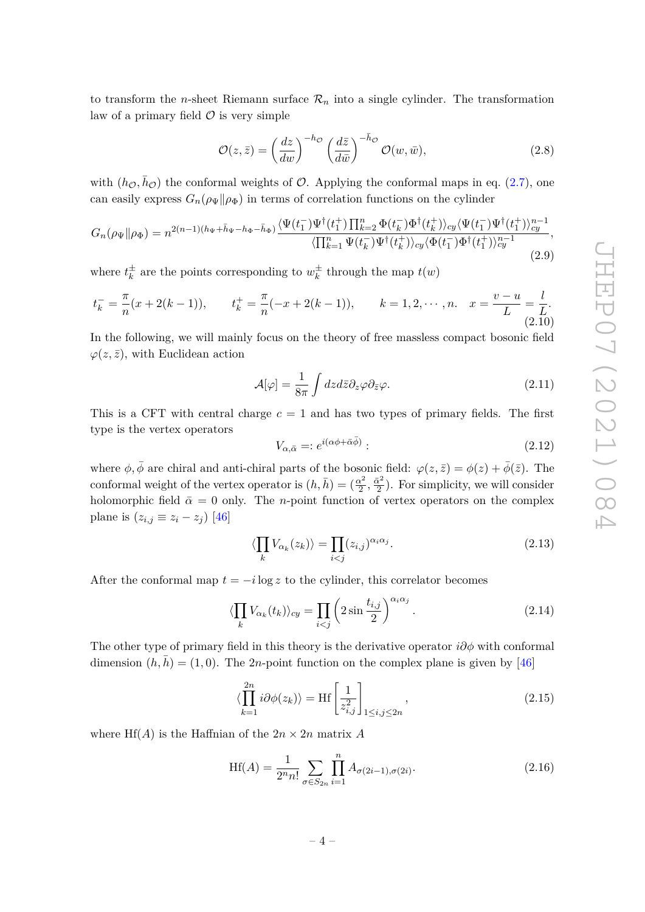to transform the $n$-sheet Riemann surface $\mathcal{R}_n$ into a single cylinder. The transformation law of a primary field $\mathcal{O}$ is very simple

$$\mathcal{O}(z,\bar{z}) = \left(\frac{dz}{dw}\right)^{-h_{\mathcal{O}}} \left(\frac{d\bar{z}}{d\bar{w}}\right)^{-\bar{h}_{\mathcal{O}}} \mathcal{O}(w,\bar{w}), \tag{2.8}$$

with $(h_{\mathcal{O}}, \bar{h}_{\mathcal{O}})$ the conformal weights of $\mathcal{O}$. Applying the conformal maps in eq. (2.7), one can easily express $G_n(\rho_\Psi \| \rho_\Phi)$ in terms of correlation functions on the cylinder

$$G_n(\rho_\Psi\|\rho_\Phi) = n^{2(n-1)(h_\Psi+\bar{h}_\Psi-h_\Phi-\bar{h}_\Phi)} \frac{\langle \Psi(t_1^-)\Psi^\dagger(t_1^+)\prod_{k=2}^n \Phi(t_k^-)\Phi^\dagger(t_k^+)\rangle_{cy} \langle \Psi(t_1^-)\Psi^\dagger(t_1^+)\rangle_{cy}^{n-1}}{\langle \prod_{k=1}^n \Psi(t_k^-)\Psi^\dagger(t_k^+)\rangle_{cy} \langle \Phi(t_1^-)\Phi^\dagger(t_1^+)\rangle_{cy}^{n-1}}, \tag{2.9}$$

where $t_k^\pm$ are the points corresponding to $w_k^\pm$ through the map $t(w)$

$$t_k^- = \frac{\pi}{n}(x+2(k-1)), \qquad t_k^+ = \frac{\pi}{n}(-x+2(k-1)), \qquad k=1,2,\cdots,n. \quad x = \frac{v-u}{L} = \frac{l}{L}. \tag{2.10}$$

In the following, we will mainly focus on the theory of free massless compact bosonic field $\varphi(z,\bar{z})$, with Euclidean action

$$\mathcal{A}[\varphi] = \frac{1}{8\pi}\int dz d\bar{z} \partial_z \varphi \partial_{\bar{z}} \varphi. \tag{2.11}$$

This is a CFT with central charge $c = 1$ and has two types of primary fields. The first type is the vertex operators

$$V_{\alpha,\bar{\alpha}} =: e^{i(\alpha\phi+\bar{\alpha}\bar{\phi})}: \tag{2.12}$$

where $\phi, \bar{\phi}$ are chiral and anti-chiral parts of the bosonic field: $\varphi(z,\bar{z}) = \phi(z) + \bar{\phi}(\bar{z})$. The conformal weight of the vertex operator is $(h,\bar{h}) = (\frac{\alpha^2}{2}, \frac{\bar{\alpha}^2}{2})$. For simplicity, we will consider holomorphic field $\bar{\alpha} = 0$ only. The $n$-point function of vertex operators on the complex plane is $(z_{i,j} \equiv z_i - z_j)$ [46]

$$\langle \prod_k V_{\alpha_k}(z_k)\rangle = \prod_{i<j} (z_{i,j})^{\alpha_i\alpha_j}. \tag{2.13}$$

After the conformal map $t = -i\log z$ to the cylinder, this correlator becomes

$$\langle \prod_k V_{\alpha_k}(t_k)\rangle_{cy} = \prod_{i<j}\left(2\sin\frac{t_{i,j}}{2}\right)^{\alpha_i\alpha_j}. \tag{2.14}$$

The other type of primary field in this theory is the derivative operator $i\partial\phi$ with conformal dimension $(h,\bar{h}) = (1,0)$. The $2n$-point function on the complex plane is given by [46]

$$\langle \prod_{k=1}^{2n} i\partial\phi(z_k)\rangle = \mathrm{Hf}\left[\frac{1}{z_{i,j}^2}\right]_{1\le i,j\le 2n}, \tag{2.15}$$

where $\mathrm{Hf}(A)$ is the Haffnian of the $2n \times 2n$ matrix $A$

$$\mathrm{Hf}(A) = \frac{1}{2^n n!}\sum_{\sigma\in S_{2n}}\prod_{i=1}^n A_{\sigma(2i-1),\sigma(2i)}. \tag{2.16}$$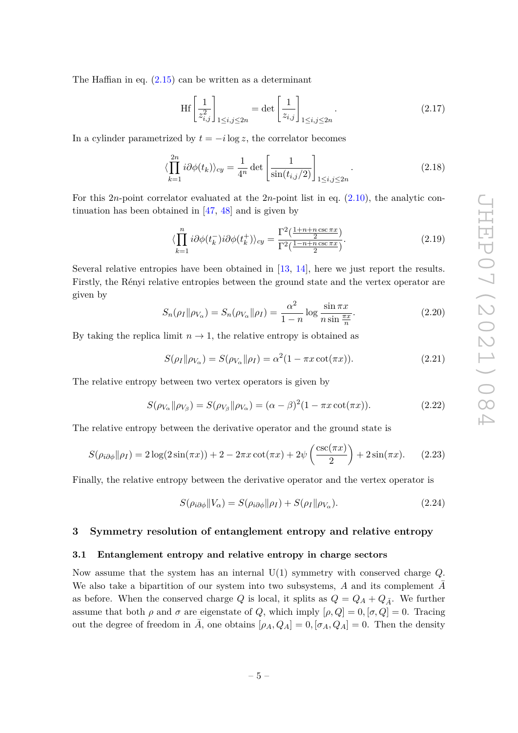The Haffian in eq. (2.15) can be written as a determinant

$$\mathrm{Hf}\left[\frac{1}{z_{i,j}^2}\right]_{1\leq i,j\leq 2n} = \det\left[\frac{1}{z_{i,j}}\right]_{1\leq i,j\leq 2n}. \tag{2.17}$$

In a cylinder parametrized by $t = -i\log z$, the correlator becomes

$$\langle\prod_{k=1}^{2n} i\partial\phi(t_k)\rangle_{cy} = \frac{1}{4^n}\det\left[\frac{1}{\sin(t_{i,j}/2)}\right]_{1\leq i,j\leq 2n}. \tag{2.18}$$

For this $2n$-point correlator evaluated at the $2n$-point list in eq. (2.10), the analytic continuation has been obtained in [47, 48] and is given by

$$\langle\prod_{k=1}^{n} i\partial\phi(t_k^-) i\partial\phi(t_k^+)\rangle_{cy} = \frac{\Gamma^2\left(\frac{1+n+n\csc\pi x}{2}\right)}{\Gamma^2\left(\frac{1-n+n\csc\pi x}{2}\right)}. \tag{2.19}$$

Several relative entropies have been obtained in [13, 14], here we just report the results. Firstly, the Rényi relative entropies between the ground state and the vertex operator are given by

$$S_n(\rho_I\|\rho_{V_\alpha}) = S_n(\rho_{V_\alpha}\|\rho_I) = \frac{\alpha^2}{1-n}\log\frac{\sin\pi x}{n\sin\frac{\pi x}{n}}. \tag{2.20}$$

By taking the replica limit $n\to 1$, the relative entropy is obtained as

$$S(\rho_I\|\rho_{V_\alpha}) = S(\rho_{V_\alpha}\|\rho_I) = \alpha^2(1-\pi x\cot(\pi x)). \tag{2.21}$$

The relative entropy between two vertex operators is given by

$$S(\rho_{V_\alpha}\|\rho_{V_\beta}) = S(\rho_{V_\beta}\|\rho_{V_\alpha}) = (\alpha-\beta)^2(1-\pi x\cot(\pi x)). \tag{2.22}$$

The relative entropy between the derivative operator and the ground state is

$$S(\rho_{i\partial\phi}\|\rho_I) = 2\log(2\sin(\pi x)) + 2 - 2\pi x\cot(\pi x) + 2\psi\left(\frac{\csc(\pi x)}{2}\right) + 2\sin(\pi x). \tag{2.23}$$

Finally, the relative entropy between the derivative operator and the vertex operator is

$$S(\rho_{i\partial\phi}\|V_\alpha) = S(\rho_{i\partial\phi}\|\rho_I) + S(\rho_I\|\rho_{V_\alpha}). \tag{2.24}$$

## 3 Symmetry resolution of entanglement entropy and relative entropy

### 3.1 Entanglement entropy and relative entropy in charge sectors

Now assume that the system has an internal U(1) symmetry with conserved charge $Q$. We also take a bipartition of our system into two subsystems, $A$ and its complement $\bar{A}$ as before. When the conserved charge $Q$ is local, it splits as $Q = Q_A + Q_{\bar{A}}$. We further assume that both $\rho$ and $\sigma$ are eigenstate of $Q$, which imply $[\rho, Q] = 0, [\sigma, Q] = 0$. Tracing out the degree of freedom in $\bar{A}$, one obtains $[\rho_A, Q_A] = 0, [\sigma_A, Q_A] = 0$. Then the density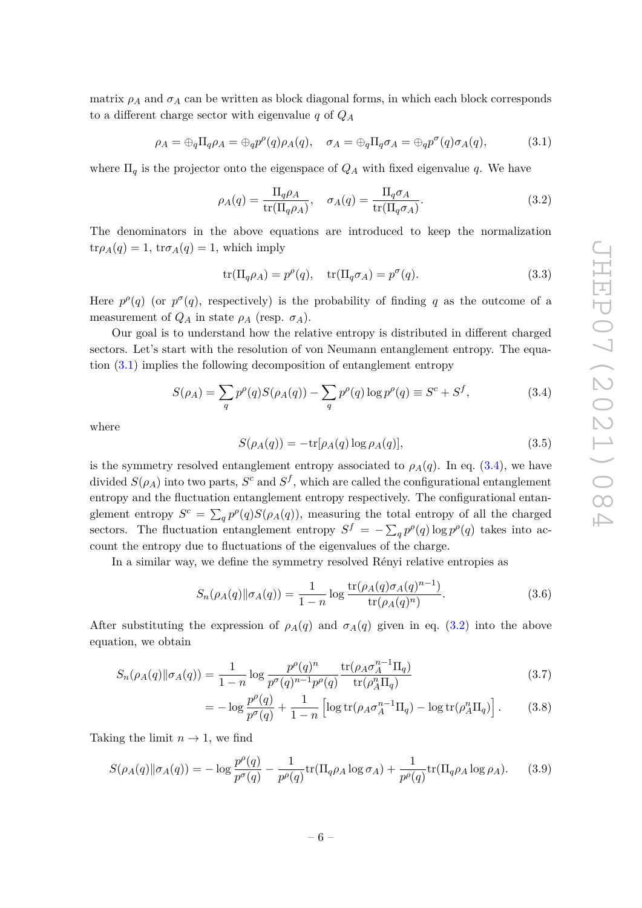matrix $\rho_A$ and $\sigma_A$ can be written as block diagonal forms, in which each block corresponds to a different charge sector with eigenvalue $q$ of $Q_A$

$$\rho_A = \oplus_q \Pi_q \rho_A = \oplus_q p^\rho(q) \rho_A(q), \quad \sigma_A = \oplus_q \Pi_q \sigma_A = \oplus_q p^\sigma(q) \sigma_A(q), \tag{3.1}$$

where $\Pi_q$ is the projector onto the eigenspace of $Q_A$ with fixed eigenvalue $q$. We have

$$\rho_A(q) = \frac{\Pi_q \rho_A}{\mathrm{tr}(\Pi_q \rho_A)}, \quad \sigma_A(q) = \frac{\Pi_q \sigma_A}{\mathrm{tr}(\Pi_q \sigma_A)}. \tag{3.2}$$

The denominators in the above equations are introduced to keep the normalization $\mathrm{tr}\rho_A(q) = 1$, $\mathrm{tr}\sigma_A(q) = 1$, which imply

$$\mathrm{tr}(\Pi_q \rho_A) = p^\rho(q), \quad \mathrm{tr}(\Pi_q \sigma_A) = p^\sigma(q). \tag{3.3}$$

Here $p^\rho(q)$ (or $p^\sigma(q)$, respectively) is the probability of finding $q$ as the outcome of a measurement of $Q_A$ in state $\rho_A$ (resp. $\sigma_A$).

Our goal is to understand how the relative entropy is distributed in different charged sectors. Let's start with the resolution of von Neumann entanglement entropy. The equation (3.1) implies the following decomposition of entanglement entropy

$$S(\rho_A) = \sum_q p^\rho(q) S(\rho_A(q)) - \sum_q p^\rho(q) \log p^\rho(q) \equiv S^c + S^f, \tag{3.4}$$

where

$$S(\rho_A(q)) = -\mathrm{tr}[\rho_A(q) \log \rho_A(q)], \tag{3.5}$$

is the symmetry resolved entanglement entropy associated to $\rho_A(q)$. In eq. (3.4), we have divided $S(\rho_A)$ into two parts, $S^c$ and $S^f$, which are called the configurational entanglement entropy and the fluctuation entanglement entropy respectively. The configurational entanglement entropy $S^c = \sum_q p^\rho(q) S(\rho_A(q))$, measuring the total entropy of all the charged sectors. The fluctuation entanglement entropy $S^f = -\sum_q p^\rho(q) \log p^\rho(q)$ takes into account the entropy due to fluctuations of the eigenvalues of the charge.

In a similar way, we define the symmetry resolved Rényi relative entropies as

$$S_n(\rho_A(q) \| \sigma_A(q)) = \frac{1}{1-n} \log \frac{\mathrm{tr}(\rho_A(q) \sigma_A(q)^{n-1})}{\mathrm{tr}(\rho_A(q)^n)}. \tag{3.6}$$

After substituting the expression of $\rho_A(q)$ and $\sigma_A(q)$ given in eq. (3.2) into the above equation, we obtain

$$\begin{aligned} S_n(\rho_A(q) \| \sigma_A(q)) &= \frac{1}{1-n} \log \frac{p^\rho(q)^n}{p^\sigma(q)^{n-1} p^\rho(q)} \frac{\mathrm{tr}(\rho_A \sigma_A^{n-1} \Pi_q)}{\mathrm{tr}(\rho_A^n \Pi_q)} & (3.7) \\ &= -\log \frac{p^\rho(q)}{p^\sigma(q)} + \frac{1}{1-n} \left[ \log \mathrm{tr}(\rho_A \sigma_A^{n-1} \Pi_q) - \log \mathrm{tr}(\rho_A^n \Pi_q) \right]. & (3.8) \end{aligned}$$

Taking the limit $n \to 1$, we find

$$S(\rho_A(q) \| \sigma_A(q)) = -\log \frac{p^\rho(q)}{p^\sigma(q)} - \frac{1}{p^\rho(q)} \mathrm{tr}(\Pi_q \rho_A \log \sigma_A) + \frac{1}{p^\rho(q)} \mathrm{tr}(\Pi_q \rho_A \log \rho_A). \tag{3.9}$$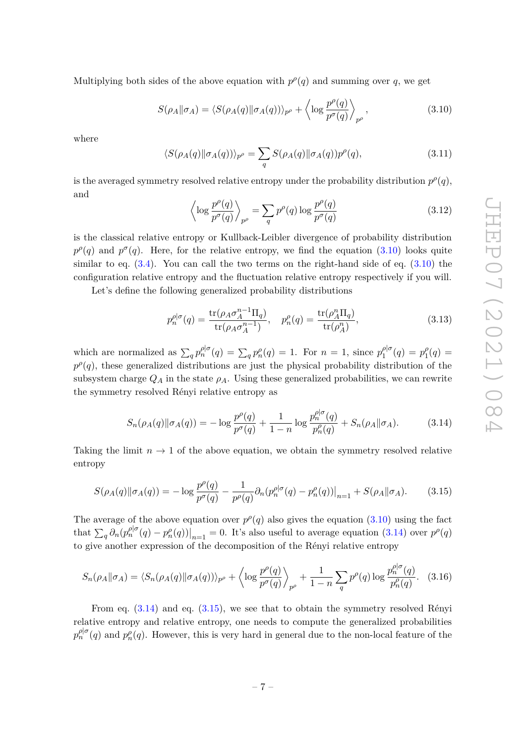Multiplying both sides of the above equation with $p^\rho(q)$ and summing over $q$, we get

$$S(\rho_A\|\sigma_A) = \langle S(\rho_A(q)\|\sigma_A(q))\rangle_{p^\rho} + \left\langle \log \frac{p^\rho(q)}{p^\sigma(q)} \right\rangle_{p^\rho}, \tag{3.10}$$

where

$$\langle S(\rho_A(q)\|\sigma_A(q))\rangle_{p^\rho} = \sum_q S(\rho_A(q)\|\sigma_A(q)) p^\rho(q), \tag{3.11}$$

is the averaged symmetry resolved relative entropy under the probability distribution $p^\rho(q)$, and

$$\left\langle \log \frac{p^\rho(q)}{p^\sigma(q)} \right\rangle_{p^\rho} = \sum_q p^\rho(q) \log \frac{p^\rho(q)}{p^\sigma(q)} \tag{3.12}$$

is the classical relative entropy or Kullback-Leibler divergence of probability distribution $p^\rho(q)$ and $p^\sigma(q)$. Here, for the relative entropy, we find the equation (3.10) looks quite similar to eq. (3.4). You can call the two terms on the right-hand side of eq. (3.10) the configuration relative entropy and the fluctuation relative entropy respectively if you will.

Let's define the following generalized probability distributions

$$p_n^{\rho|\sigma}(q) = \frac{\mathrm{tr}(\rho_A \sigma_A^{n-1} \Pi_q)}{\mathrm{tr}(\rho_A \sigma_A^{n-1})}, \quad p_n^\rho(q) = \frac{\mathrm{tr}(\rho_A^n \Pi_q)}{\mathrm{tr}(\rho_A^n)}, \tag{3.13}$$

which are normalized as $\sum_q p_n^{\rho|\sigma}(q) = \sum_q p_n^\rho(q) = 1$. For $n=1$, since $p_1^{\rho|\sigma}(q) = p_1^\rho(q) = p^\rho(q)$, these generalized distributions are just the physical probability distribution of the subsystem charge $Q_A$ in the state $\rho_A$. Using these generalized probabilities, we can rewrite the symmetry resolved Rényi relative entropy as

$$S_n(\rho_A(q)\|\sigma_A(q)) = -\log \frac{p^\rho(q)}{p^\sigma(q)} + \frac{1}{1-n} \log \frac{p_n^{\rho|\sigma}(q)}{p_n^\rho(q)} + S_n(\rho_A\|\sigma_A). \tag{3.14}$$

Taking the limit $n \to 1$ of the above equation, we obtain the symmetry resolved relative entropy

$$S(\rho_A(q)\|\sigma_A(q)) = -\log \frac{p^\rho(q)}{p^\sigma(q)} - \frac{1}{p^\rho(q)} \partial_n (p_n^{\rho|\sigma}(q) - p_n^\rho(q))\big|_{n=1} + S(\rho_A\|\sigma_A). \tag{3.15}$$

The average of the above equation over $p^\rho(q)$ also gives the equation (3.10) using the fact that $\sum_q \partial_n (p_n^{\rho|\sigma}(q) - p_n^\rho(q))\big|_{n=1} = 0$. It's also useful to average equation (3.14) over $p^\rho(q)$ to give another expression of the decomposition of the Rényi relative entropy

$$S_n(\rho_A\|\sigma_A) = \langle S_n(\rho_A(q)\|\sigma_A(q))\rangle_{p^\rho} + \left\langle \log \frac{p^\rho(q)}{p^\sigma(q)} \right\rangle_{p^\rho} + \frac{1}{1-n} \sum_q p^\rho(q) \log \frac{p_n^{\rho|\sigma}(q)}{p_n^\rho(q)}. \tag{3.16}$$

From eq. (3.14) and eq. (3.15), we see that to obtain the symmetry resolved Rényi relative entropy and relative entropy, one needs to compute the generalized probabilities $p_n^{\rho|\sigma}(q)$ and $p_n^\rho(q)$. However, this is very hard in general due to the non-local feature of the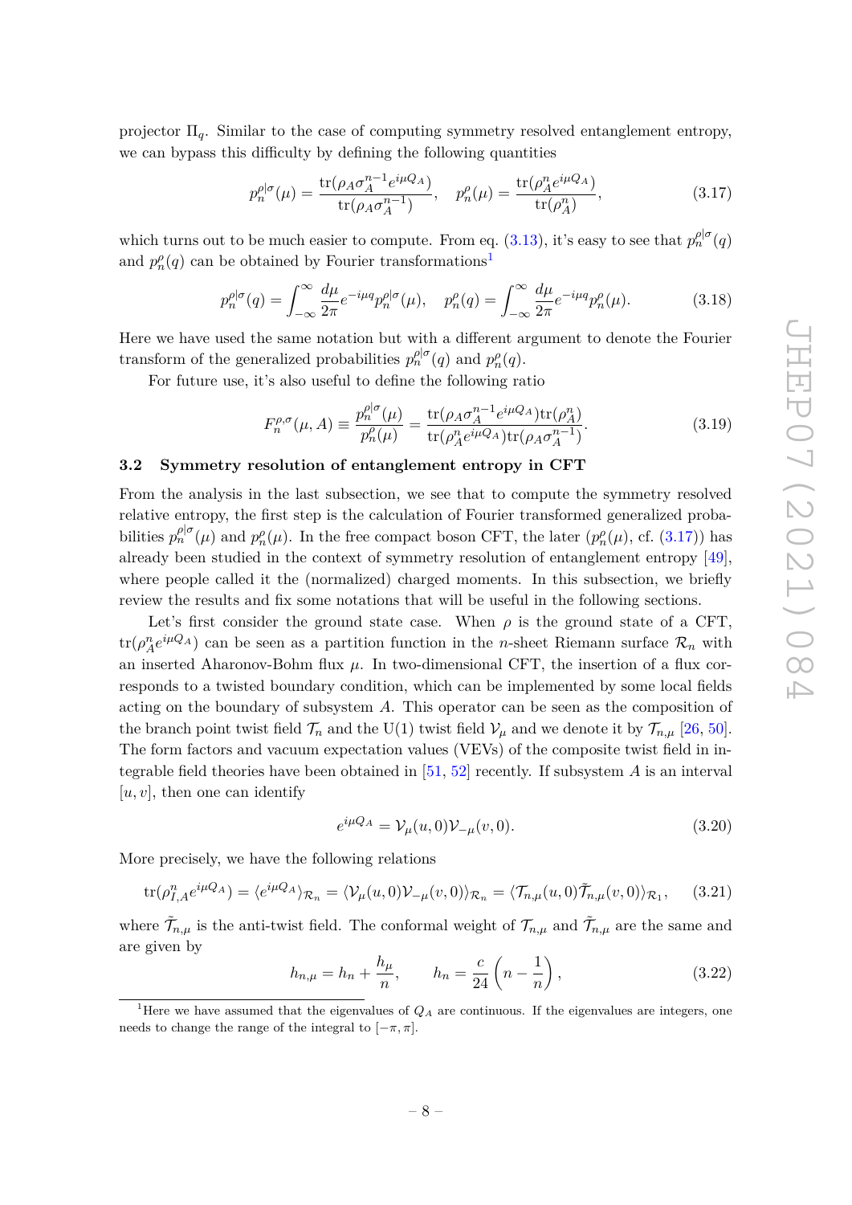projector $\Pi_q$. Similar to the case of computing symmetry resolved entanglement entropy, we can bypass this difficulty by defining the following quantities

$$p_n^{\rho|\sigma}(\mu) = \frac{\operatorname{tr}(\rho_A \sigma_A^{n-1} e^{i\mu Q_A})}{\operatorname{tr}(\rho_A \sigma_A^{n-1})}, \quad p_n^{\rho}(\mu) = \frac{\operatorname{tr}(\rho_A^n e^{i\mu Q_A})}{\operatorname{tr}(\rho_A^n)}, \tag{3.17}$$

which turns out to be much easier to compute. From eq. (3.13), it's easy to see that $p_n^{\rho|\sigma}(q)$ and $p_n^{\rho}(q)$ can be obtained by Fourier transformations[1]

$$p_n^{\rho|\sigma}(q) = \int_{-\infty}^{\infty} \frac{d\mu}{2\pi} e^{-i\mu q} p_n^{\rho|\sigma}(\mu), \quad p_n^{\rho}(q) = \int_{-\infty}^{\infty} \frac{d\mu}{2\pi} e^{-i\mu q} p_n^{\rho}(\mu). \tag{3.18}$$

Here we have used the same notation but with a different argument to denote the Fourier transform of the generalized probabilities $p_n^{\rho|\sigma}(q)$ and $p_n^{\rho}(q)$.

For future use, it's also useful to define the following ratio

$$F_n^{\rho,\sigma}(\mu, A) \equiv \frac{p_n^{\rho|\sigma}(\mu)}{p_n^{\rho}(\mu)} = \frac{\operatorname{tr}(\rho_A \sigma_A^{n-1} e^{i\mu Q_A}) \operatorname{tr}(\rho_A^n)}{\operatorname{tr}(\rho_A^n e^{i\mu Q_A}) \operatorname{tr}(\rho_A \sigma_A^{n-1})}. \tag{3.19}$$

## 3.2 Symmetry resolution of entanglement entropy in CFT

From the analysis in the last subsection, we see that to compute the symmetry resolved relative entropy, the first step is the calculation of Fourier transformed generalized probabilities $p_n^{\rho|\sigma}(\mu)$ and $p_n^{\rho}(\mu)$. In the free compact boson CFT, the later ($p_n^{\rho}(\mu)$, cf. (3.17)) has already been studied in the context of symmetry resolution of entanglement entropy [49], where people called it the (normalized) charged moments. In this subsection, we briefly review the results and fix some notations that will be useful in the following sections.

Let's first consider the ground state case. When $\rho$ is the ground state of a CFT, $\operatorname{tr}(\rho_A^n e^{i\mu Q_A})$ can be seen as a partition function in the $n$-sheet Riemann surface $\mathcal{R}_n$ with an inserted Aharonov-Bohm flux $\mu$. In two-dimensional CFT, the insertion of a flux corresponds to a twisted boundary condition, which can be implemented by some local fields acting on the boundary of subsystem $A$. This operator can be seen as the composition of the branch point twist field $\mathcal{T}_n$ and the U(1) twist field $\mathcal{V}_\mu$ and we denote it by $\mathcal{T}_{n,\mu}$ [26, 50]. The form factors and vacuum expectation values (VEVs) of the composite twist field in integrable field theories have been obtained in [51, 52] recently. If subsystem $A$ is an interval $[u, v]$, then one can identify

$$e^{i\mu Q_A} = \mathcal{V}_\mu(u, 0)\mathcal{V}_{-\mu}(v, 0). \tag{3.20}$$

More precisely, we have the following relations

$$\operatorname{tr}(\rho_{I,A}^n e^{i\mu Q_A}) = \langle e^{i\mu Q_A} \rangle_{\mathcal{R}_n} = \langle \mathcal{V}_\mu(u, 0)\mathcal{V}_{-\mu}(v, 0) \rangle_{\mathcal{R}_n} = \langle \mathcal{T}_{n,\mu}(u, 0)\tilde{\mathcal{T}}_{n,\mu}(v, 0) \rangle_{\mathcal{R}_1}, \tag{3.21}$$

where $\tilde{\mathcal{T}}_{n,\mu}$ is the anti-twist field. The conformal weight of $\mathcal{T}_{n,\mu}$ and $\tilde{\mathcal{T}}_{n,\mu}$ are the same and are given by

$$h_{n,\mu} = h_n + \frac{h_\mu}{n}, \qquad h_n = \frac{c}{24}\left(n - \frac{1}{n}\right), \tag{3.22}$$

[1] Here we have assumed that the eigenvalues of $Q_A$ are continuous. If the eigenvalues are integers, one needs to change the range of the integral to $[-\pi, \pi]$.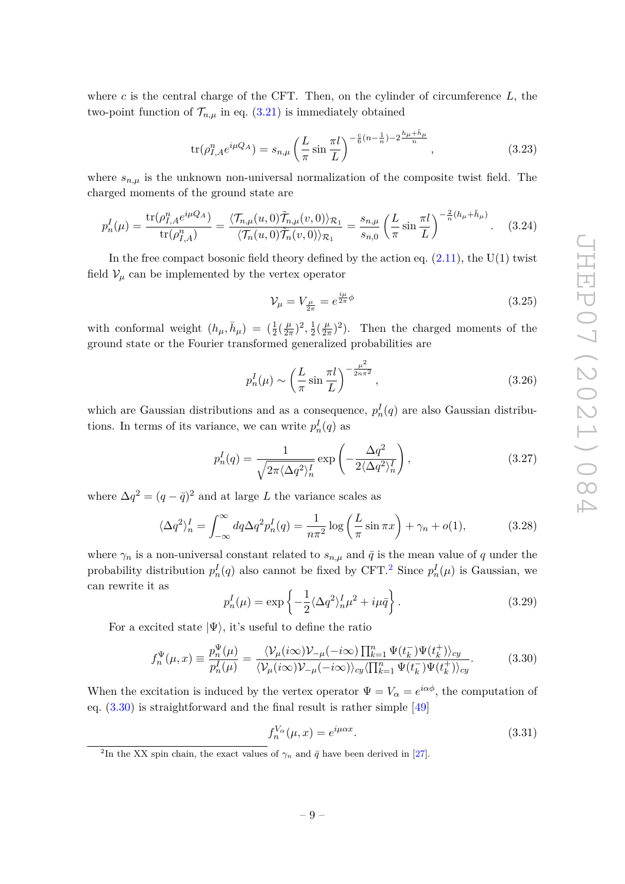where $c$ is the central charge of the CFT. Then, on the cylinder of circumference $L$, the two-point function of $\mathcal{T}_{n,\mu}$ in eq. (3.21) is immediately obtained

$$\mathrm{tr}(\rho_{I,A}^n e^{i\mu Q_A}) = s_{n,\mu}\left(\frac{L}{\pi}\sin\frac{\pi l}{L}\right)^{-\frac{c}{6}(n-\frac{1}{n})-2\frac{h_\mu+\bar{h}_\mu}{n}}, \tag{3.23}$$

where $s_{n,\mu}$ is the unknown non-universal normalization of the composite twist field. The charged moments of the ground state are

$$p_n^I(\mu) = \frac{\mathrm{tr}(\rho_{I,A}^n e^{i\mu Q_A})}{\mathrm{tr}(\rho_{I,A}^n)} = \frac{\langle \mathcal{T}_{n,\mu}(u,0)\tilde{\mathcal{T}}_{n,\mu}(v,0)\rangle_{\mathcal{R}_1}}{\langle \mathcal{T}_n(u,0)\tilde{\mathcal{T}}_n(v,0)\rangle_{\mathcal{R}_1}} = \frac{s_{n,\mu}}{s_{n,0}}\left(\frac{L}{\pi}\sin\frac{\pi l}{L}\right)^{-\frac{2}{n}(h_\mu+\bar{h}_\mu)}. \tag{3.24}$$

In the free compact bosonic field theory defined by the action eq. (2.11), the U(1) twist field $\mathcal{V}_\mu$ can be implemented by the vertex operator

$$\mathcal{V}_\mu = V_{\frac{\mu}{2\pi}} = e^{\frac{i\mu}{2\pi}\phi} \tag{3.25}$$

with conformal weight $(h_\mu, \bar{h}_\mu) = (\frac{1}{2}(\frac{\mu}{2\pi})^2, \frac{1}{2}(\frac{\mu}{2\pi})^2)$. Then the charged moments of the ground state or the Fourier transformed generalized probabilities are

$$p_n^I(\mu) \sim \left(\frac{L}{\pi}\sin\frac{\pi l}{L}\right)^{-\frac{\mu^2}{2n\pi^2}}, \tag{3.26}$$

which are Gaussian distributions and as a consequence, $p_n^I(q)$ are also Gaussian distributions. In terms of its variance, we can write $p_n^I(q)$ as

$$p_n^I(q) = \frac{1}{\sqrt{2\pi\langle\Delta q^2\rangle_n^I}}\exp\left(-\frac{\Delta q^2}{2\langle\Delta q^2\rangle_n^I}\right), \tag{3.27}$$

where $\Delta q^2 = (q-\bar{q})^2$ and at large $L$ the variance scales as

$$\langle\Delta q^2\rangle_n^I = \int_{-\infty}^{\infty} dq \Delta q^2 p_n^I(q) = \frac{1}{n\pi^2}\log\left(\frac{L}{\pi}\sin\pi x\right) + \gamma_n + o(1), \tag{3.28}$$

where $\gamma_n$ is a non-universal constant related to $s_{n,\mu}$ and $\bar{q}$ is the mean value of $q$ under the probability distribution $p_n^I(q)$ also cannot be fixed by CFT.[2] Since $p_n^I(\mu)$ is Gaussian, we can rewrite it as

$$p_n^I(\mu) = \exp\left\{-\frac{1}{2}\langle\Delta q^2\rangle_n^I\mu^2 + i\mu\bar{q}\right\}. \tag{3.29}$$

For a excited state $|\Psi\rangle$, it's useful to define the ratio

$$f_n^\Psi(\mu,x) \equiv \frac{p_n^\Psi(\mu)}{p_n^I(\mu)} = \frac{\langle\mathcal{V}_\mu(i\infty)\mathcal{V}_{-\mu}(-i\infty)\prod_{k=1}^n\Psi(t_k^-)\Psi(t_k^+)\rangle_{cy}}{\langle\mathcal{V}_\mu(i\infty)\mathcal{V}_{-\mu}(-i\infty)\rangle_{cy}\langle\prod_{k=1}^n\Psi(t_k^-)\Psi(t_k^+)\rangle_{cy}}. \tag{3.30}$$

When the excitation is induced by the vertex operator $\Psi = V_\alpha = e^{i\alpha\phi}$, the computation of eq. (3.30) is straightforward and the final result is rather simple [49]

$$f_n^{V_\alpha}(\mu,x) = e^{i\mu\alpha x}. \tag{3.31}$$

[2]In the XX spin chain, the exact values of $\gamma_n$ and $\bar{q}$ have been derived in [27].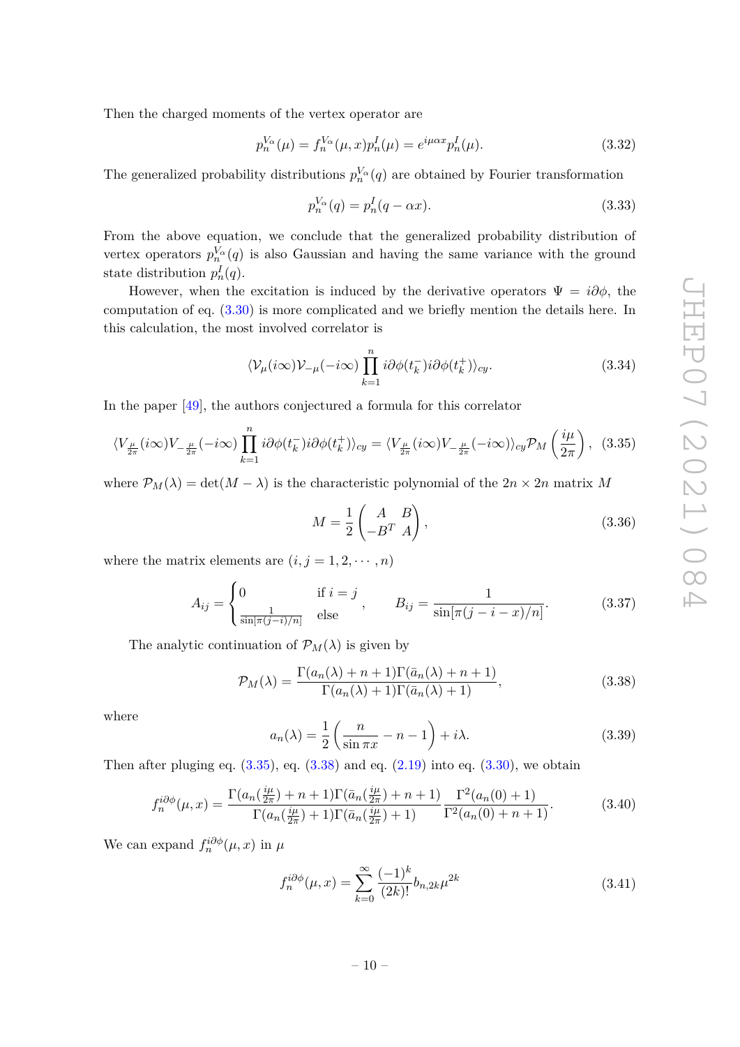Then the charged moments of the vertex operator are

$$p_n^{V_\alpha}(\mu) = f_n^{V_\alpha}(\mu, x) p_n^I(\mu) = e^{i\mu\alpha x} p_n^I(\mu). \tag{3.32}$$

The generalized probability distributions $p_n^{V_\alpha}(q)$ are obtained by Fourier transformation

$$p_n^{V_\alpha}(q) = p_n^I(q - \alpha x). \tag{3.33}$$

From the above equation, we conclude that the generalized probability distribution of vertex operators $p_n^{V_\alpha}(q)$ is also Gaussian and having the same variance with the ground state distribution $p_n^I(q)$.

However, when the excitation is induced by the derivative operators $\Psi = i\partial\phi$, the computation of eq. (3.30) is more complicated and we briefly mention the details here. In this calculation, the most involved correlator is

$$\langle \mathcal{V}_\mu(i\infty)\mathcal{V}_{-\mu}(-i\infty) \prod_{k=1}^{n} i\partial\phi(t_k^-) i\partial\phi(t_k^+)\rangle_{cy}. \tag{3.34}$$

In the paper [49], the authors conjectured a formula for this correlator

$$\langle V_{\frac{\mu}{2\pi}}(i\infty)V_{-\frac{\mu}{2\pi}}(-i\infty) \prod_{k=1}^{n} i\partial\phi(t_k^-) i\partial\phi(t_k^+)\rangle_{cy} = \langle V_{\frac{\mu}{2\pi}}(i\infty)V_{-\frac{\mu}{2\pi}}(-i\infty)\rangle_{cy} \mathcal{P}_M\left(\frac{i\mu}{2\pi}\right), \tag{3.35}$$

where $\mathcal{P}_M(\lambda) = \det(M - \lambda)$ is the characteristic polynomial of the $2n \times 2n$ matrix $M$

$$M = \frac{1}{2}\begin{pmatrix} A & B \\ -B^T & A \end{pmatrix}, \tag{3.36}$$

where the matrix elements are $(i, j = 1, 2, \cdots, n)$

$$A_{ij} = \begin{cases} 0 & \text{if } i = j \\ \frac{1}{\sin[\pi(j-i)/n]} & \text{else} \end{cases}, \qquad B_{ij} = \frac{1}{\sin[\pi(j - i - x)/n]}. \tag{3.37}$$

The analytic continuation of $\mathcal{P}_M(\lambda)$ is given by

$$\mathcal{P}_M(\lambda) = \frac{\Gamma(a_n(\lambda) + n + 1)\Gamma(\bar{a}_n(\lambda) + n + 1)}{\Gamma(a_n(\lambda) + 1)\Gamma(\bar{a}_n(\lambda) + 1)}, \tag{3.38}$$

where

$$a_n(\lambda) = \frac{1}{2}\left(\frac{n}{\sin \pi x} - n - 1\right) + i\lambda. \tag{3.39}$$

Then after pluging eq. (3.35), eq. (3.38) and eq. (2.19) into eq. (3.30), we obtain

$$f_n^{i\partial\phi}(\mu, x) = \frac{\Gamma(a_n(\frac{i\mu}{2\pi}) + n + 1)\Gamma(\bar{a}_n(\frac{i\mu}{2\pi}) + n + 1)}{\Gamma(a_n(\frac{i\mu}{2\pi}) + 1)\Gamma(\bar{a}_n(\frac{i\mu}{2\pi}) + 1)} \frac{\Gamma^2(a_n(0) + 1)}{\Gamma^2(a_n(0) + n + 1)}. \tag{3.40}$$

We can expand $f_n^{i\partial\phi}(\mu, x)$ in $\mu$

$$f_n^{i\partial\phi}(\mu, x) = \sum_{k=0}^{\infty} \frac{(-1)^k}{(2k)!} b_{n,2k}\mu^{2k} \tag{3.41}$$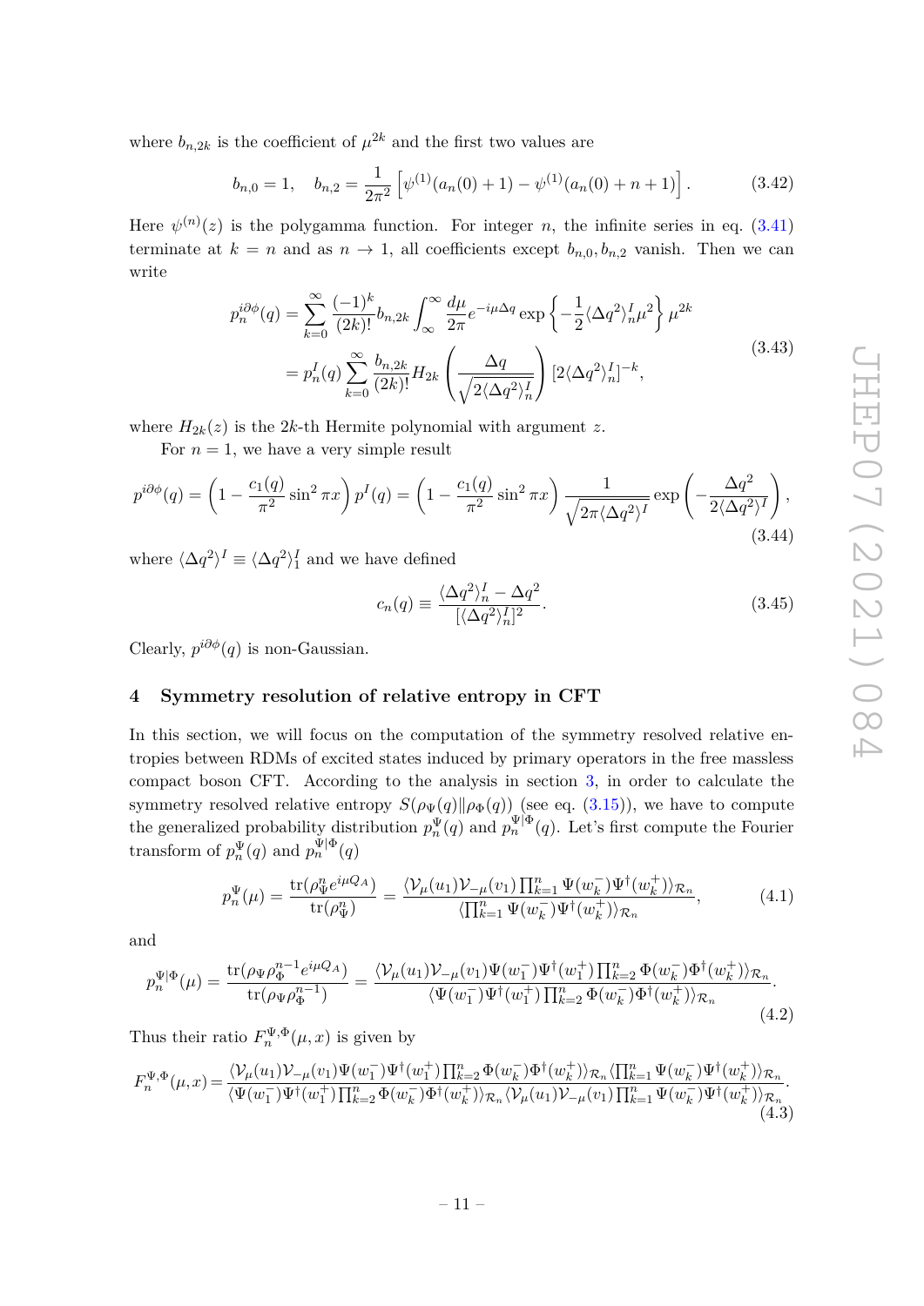where $b_{n,2k}$ is the coefficient of $\mu^{2k}$ and the first two values are

$$b_{n,0} = 1, \quad b_{n,2} = \frac{1}{2\pi^2}\left[\psi^{(1)}(a_n(0)+1) - \psi^{(1)}(a_n(0)+n+1)\right]. \tag{3.42}$$

Here $\psi^{(n)}(z)$ is the polygamma function. For integer $n$, the infinite series in eq. (3.41) terminate at $k = n$ and as $n \to 1$, all coefficients except $b_{n,0}, b_{n,2}$ vanish. Then we can write

$$\begin{aligned}
p_n^{i\partial\phi}(q) &= \sum_{k=0}^{\infty} \frac{(-1)^k}{(2k)!} b_{n,2k} \int_{\infty}^{\infty} \frac{d\mu}{2\pi} e^{-i\mu\Delta q} \exp\left\{-\frac{1}{2}\langle\Delta q^2\rangle_n^I \mu^2\right\}\mu^{2k} \\
&= p_n^I(q) \sum_{k=0}^{\infty} \frac{b_{n,2k}}{(2k)!} H_{2k}\left(\frac{\Delta q}{\sqrt{2\langle\Delta q^2\rangle_n^I}}\right)[2\langle\Delta q^2\rangle_n^I]^{-k},
\end{aligned} \tag{3.43}$$

where $H_{2k}(z)$ is the $2k$-th Hermite polynomial with argument $z$.

For $n = 1$, we have a very simple result

$$p^{i\partial\phi}(q) = \left(1 - \frac{c_1(q)}{\pi^2}\sin^2 \pi x\right) p^I(q) = \left(1 - \frac{c_1(q)}{\pi^2}\sin^2 \pi x\right)\frac{1}{\sqrt{2\pi\langle\Delta q^2\rangle^I}}\exp\left(-\frac{\Delta q^2}{2\langle\Delta q^2\rangle^I}\right), \tag{3.44}$$

where $\langle\Delta q^2\rangle^I \equiv \langle\Delta q^2\rangle_1^I$ and we have defined

$$c_n(q) \equiv \frac{\langle\Delta q^2\rangle_n^I - \Delta q^2}{[\langle\Delta q^2\rangle_n^I]^2}. \tag{3.45}$$

Clearly, $p^{i\partial\phi}(q)$ is non-Gaussian.

## 4 Symmetry resolution of relative entropy in CFT

In this section, we will focus on the computation of the symmetry resolved relative entropies between RDMs of excited states induced by primary operators in the free massless compact boson CFT. According to the analysis in section 3, in order to calculate the symmetry resolved relative entropy $S(\rho_\Psi(q)\|\rho_\Phi(q))$ (see eq. (3.15)), we have to compute the generalized probability distribution $p_n^\Psi(q)$ and $p_n^{\Psi|\Phi}(q)$. Let's first compute the Fourier transform of $p_n^\Psi(q)$ and $p_n^{\Psi|\Phi}(q)$

$$p_n^\Psi(\mu) = \frac{\mathrm{tr}(\rho_\Psi^n e^{i\mu Q_A})}{\mathrm{tr}(\rho_\Psi^n)} = \frac{\langle\mathcal{V}_\mu(u_1)\mathcal{V}_{-\mu}(v_1)\prod_{k=1}^n \Psi(w_k^-)\Psi^\dagger(w_k^+)\rangle_{\mathcal{R}_n}}{\langle\prod_{k=1}^n \Psi(w_k^-)\Psi^\dagger(w_k^+)\rangle_{\mathcal{R}_n}}, \tag{4.1}$$

and

$$p_n^{\Psi|\Phi}(\mu) = \frac{\mathrm{tr}(\rho_\Psi\rho_\Phi^{n-1}e^{i\mu Q_A})}{\mathrm{tr}(\rho_\Psi\rho_\Phi^{n-1})} = \frac{\langle\mathcal{V}_\mu(u_1)\mathcal{V}_{-\mu}(v_1)\Psi(w_1^-)\Psi^\dagger(w_1^+)\prod_{k=2}^n \Phi(w_k^-)\Phi^\dagger(w_k^+)\rangle_{\mathcal{R}_n}}{\langle\Psi(w_1^-)\Psi^\dagger(w_1^+)\prod_{k=2}^n \Phi(w_k^-)\Phi^\dagger(w_k^+)\rangle_{\mathcal{R}_n}}. \tag{4.2}$$

Thus their ratio $F_n^{\Psi,\Phi}(\mu,x)$ is given by

$$F_n^{\Psi,\Phi}(\mu,x) = \frac{\langle\mathcal{V}_\mu(u_1)\mathcal{V}_{-\mu}(v_1)\Psi(w_1^-)\Psi^\dagger(w_1^+)\prod_{k=2}^n \Phi(w_k^-)\Phi^\dagger(w_k^+)\rangle_{\mathcal{R}_n}\langle\prod_{k=1}^n \Psi(w_k^-)\Psi^\dagger(w_k^+)\rangle_{\mathcal{R}_n}}{\langle\Psi(w_1^-)\Psi^\dagger(w_1^+)\prod_{k=2}^n \Phi(w_k^-)\Phi^\dagger(w_k^+)\rangle_{\mathcal{R}_n}\langle\mathcal{V}_\mu(u_1)\mathcal{V}_{-\mu}(v_1)\prod_{k=1}^n \Psi(w_k^-)\Psi^\dagger(w_k^+)\rangle_{\mathcal{R}_n}}. \tag{4.3}$$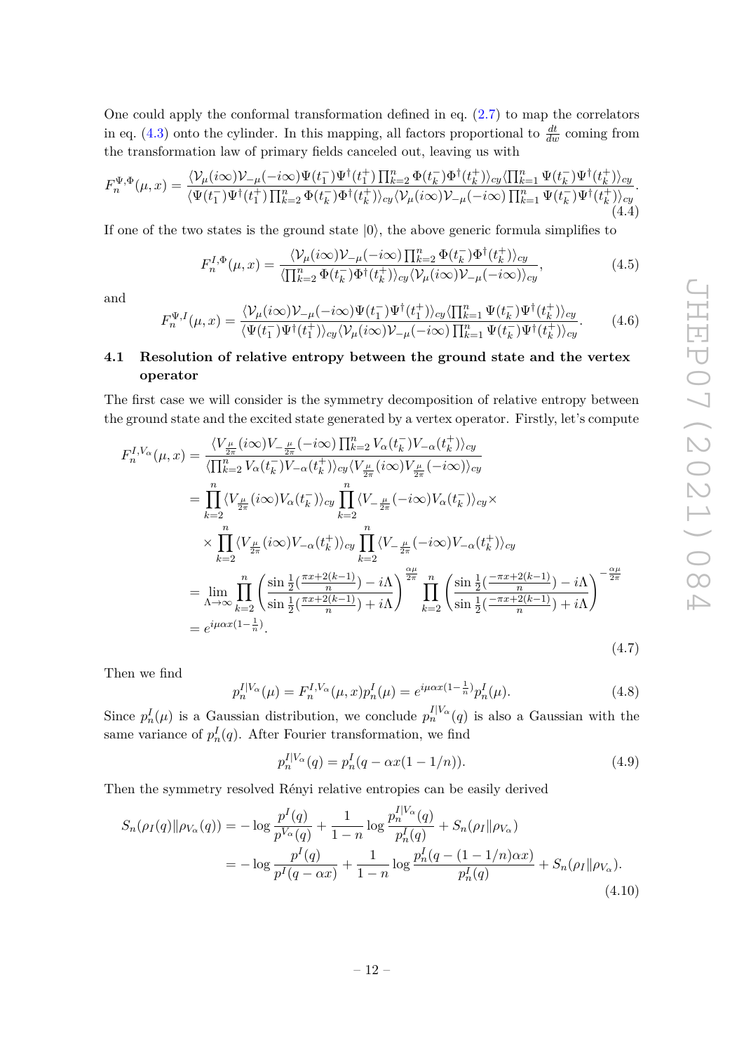One could apply the conformal transformation defined in eq. (2.7) to map the correlators in eq. (4.3) onto the cylinder. In this mapping, all factors proportional to $\frac{dt}{dw}$ coming from the transformation law of primary fields canceled out, leaving us with

$$F_n^{\Psi,\Phi}(\mu,x)=\frac{\langle\mathcal{V}_\mu(i\infty)\mathcal{V}_{-\mu}(-i\infty)\Psi(t_1^-)\Psi^\dagger(t_1^+)\prod_{k=2}^n\Phi(t_k^-)\Phi^\dagger(t_k^+)\rangle_{cy}\langle\prod_{k=1}^n\Psi(t_k^-)\Psi^\dagger(t_k^+)\rangle_{cy}}{\langle\Psi(t_1^-)\Psi^\dagger(t_1^+)\prod_{k=2}^n\Phi(t_k^-)\Phi^\dagger(t_k^+)\rangle_{cy}\langle\mathcal{V}_\mu(i\infty)\mathcal{V}_{-\mu}(-i\infty)\prod_{k=1}^n\Psi(t_k^-)\Psi^\dagger(t_k^+)\rangle_{cy}}. \tag{4.4}$$

If one of the two states is the ground state $|0\rangle$, the above generic formula simplifies to

$$F_n^{I,\Phi}(\mu,x)=\frac{\langle\mathcal{V}_\mu(i\infty)\mathcal{V}_{-\mu}(-i\infty)\prod_{k=2}^n\Phi(t_k^-)\Phi^\dagger(t_k^+)\rangle_{cy}}{\langle\prod_{k=2}^n\Phi(t_k^-)\Phi^\dagger(t_k^+)\rangle_{cy}\langle\mathcal{V}_\mu(i\infty)\mathcal{V}_{-\mu}(-i\infty)\rangle_{cy}}, \tag{4.5}$$

and

$$F_n^{\Psi,I}(\mu,x)=\frac{\langle\mathcal{V}_\mu(i\infty)\mathcal{V}_{-\mu}(-i\infty)\Psi(t_1^-)\Psi^\dagger(t_1^+)\rangle_{cy}\langle\prod_{k=1}^n\Psi(t_k^-)\Psi^\dagger(t_k^+)\rangle_{cy}}{\langle\Psi(t_1^-)\Psi^\dagger(t_1^+)\rangle_{cy}\langle\mathcal{V}_\mu(i\infty)\mathcal{V}_{-\mu}(-i\infty)\prod_{k=1}^n\Psi(t_k^-)\Psi^\dagger(t_k^+)\rangle_{cy}}. \tag{4.6}$$

### 4.1 Resolution of relative entropy between the ground state and the vertex operator

The first case we will consider is the symmetry decomposition of relative entropy between the ground state and the excited state generated by a vertex operator. Firstly, let's compute

$$\begin{aligned}
F_n^{I,V_\alpha}(\mu,x)&=\frac{\langle V_{\frac{\mu}{2\pi}}(i\infty)V_{-\frac{\mu}{2\pi}}(-i\infty)\prod_{k=2}^n V_\alpha(t_k^-)V_{-\alpha}(t_k^+)\rangle_{cy}}{\langle\prod_{k=2}^n V_\alpha(t_k^-)V_{-\alpha}(t_k^+)\rangle_{cy}\langle V_{\frac{\mu}{2\pi}}(i\infty)V_{\frac{\mu}{2\pi}}(-i\infty)\rangle_{cy}}\\
&=\prod_{k=2}^n\langle V_{\frac{\mu}{2\pi}}(i\infty)V_\alpha(t_k^-)\rangle_{cy}\prod_{k=2}^n\langle V_{-\frac{\mu}{2\pi}}(-i\infty)V_\alpha(t_k^-)\rangle_{cy}\times\\
&\quad\times\prod_{k=2}^n\langle V_{\frac{\mu}{2\pi}}(i\infty)V_{-\alpha}(t_k^+)\rangle_{cy}\prod_{k=2}^n\langle V_{-\frac{\mu}{2\pi}}(-i\infty)V_{-\alpha}(t_k^+)\rangle_{cy}\\
&=\lim_{\Lambda\to\infty}\prod_{k=2}^n\left(\frac{\sin\frac{1}{2}(\frac{\pi x+2(k-1)}{n})-i\Lambda}{\sin\frac{1}{2}(\frac{\pi x+2(k-1)}{n})+i\Lambda}\right)^{\frac{\alpha\mu}{2\pi}}\prod_{k=2}^n\left(\frac{\sin\frac{1}{2}(\frac{-\pi x+2(k-1)}{n})-i\Lambda}{\sin\frac{1}{2}(\frac{-\pi x+2(k-1)}{n})+i\Lambda}\right)^{-\frac{\alpha\mu}{2\pi}}\\
&=e^{i\mu\alpha x(1-\frac{1}{n})}.
\end{aligned} \tag{4.7}$$

Then we find

$$p_n^{I|V_\alpha}(\mu)=F_n^{I,V_\alpha}(\mu,x)p_n^I(\mu)=e^{i\mu\alpha x(1-\frac{1}{n})}p_n^I(\mu). \tag{4.8}$$

Since $p_n^I(\mu)$ is a Gaussian distribution, we conclude $p_n^{I|V_\alpha}(q)$ is also a Gaussian with the same variance of $p_n^I(q)$. After Fourier transformation, we find

$$p_n^{I|V_\alpha}(q)=p_n^I(q-\alpha x(1-1/n)). \tag{4.9}$$

Then the symmetry resolved Rényi relative entropies can be easily derived

$$\begin{aligned}
S_n(\rho_I(q)\|\rho_{V_\alpha}(q))&=-\log\frac{p^I(q)}{p^{V_\alpha}(q)}+\frac{1}{1-n}\log\frac{p_n^{I|V_\alpha}(q)}{p_n^I(q)}+S_n(\rho_I\|\rho_{V_\alpha})\\
&=-\log\frac{p^I(q)}{p^I(q-\alpha x)}+\frac{1}{1-n}\log\frac{p_n^I(q-(1-1/n)\alpha x)}{p_n^I(q)}+S_n(\rho_I\|\rho_{V_\alpha}).
\end{aligned} \tag{4.10}$$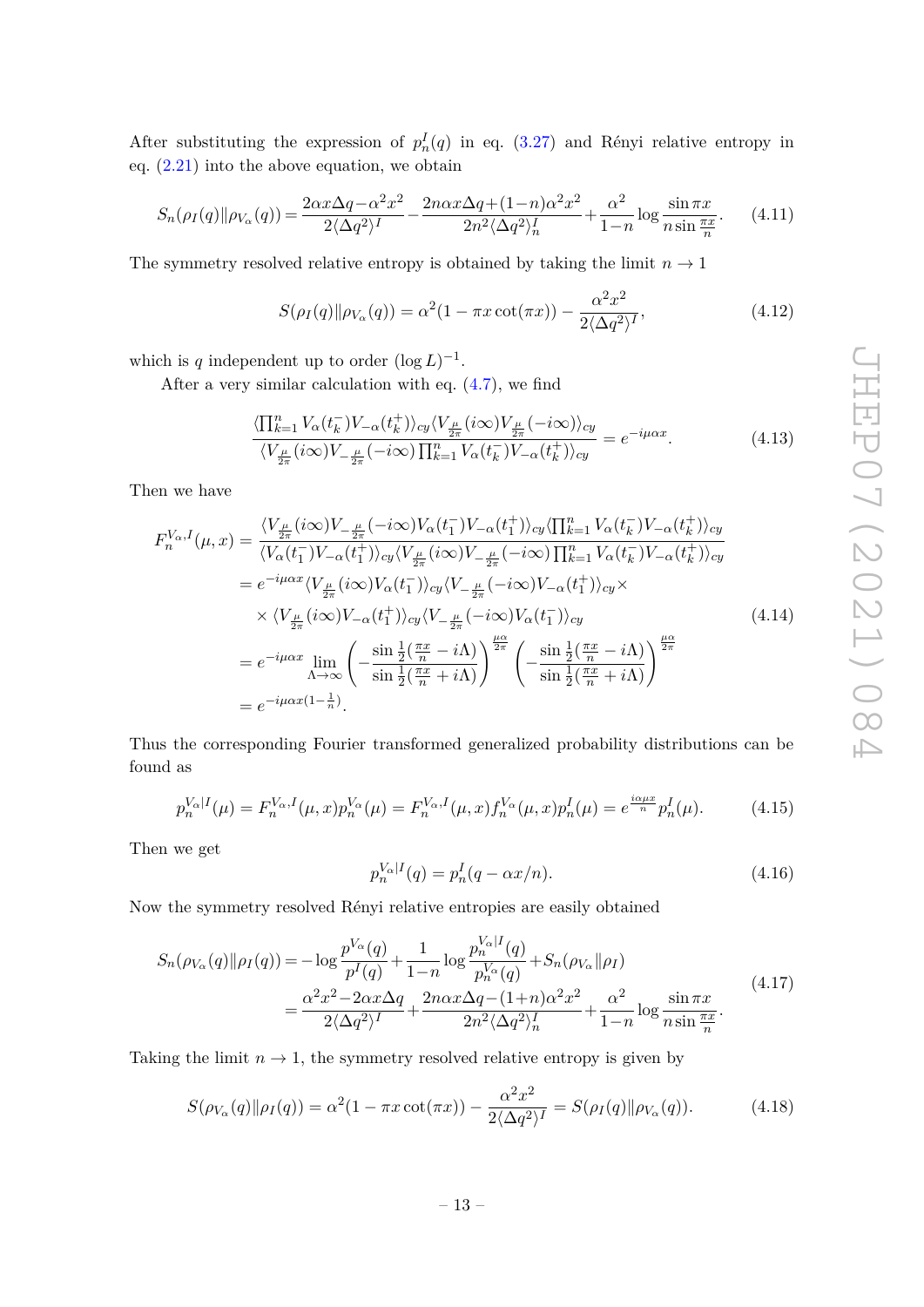After substituting the expression of $p_n^I(q)$ in eq. (3.27) and Rényi relative entropy in eq. (2.21) into the above equation, we obtain

$$S_n(\rho_I(q)\|\rho_{V_\alpha}(q)) = \frac{2\alpha x\Delta q - \alpha^2 x^2}{2\langle\Delta q^2\rangle^I} - \frac{2n\alpha x\Delta q + (1-n)\alpha^2 x^2}{2n^2\langle\Delta q^2\rangle_n^I} + \frac{\alpha^2}{1-n}\log\frac{\sin\pi x}{n\sin\frac{\pi x}{n}}. \tag{4.11}$$

The symmetry resolved relative entropy is obtained by taking the limit $n \to 1$

$$S(\rho_I(q)\|\rho_{V_\alpha}(q)) = \alpha^2(1 - \pi x\cot(\pi x)) - \frac{\alpha^2 x^2}{2\langle\Delta q^2\rangle^I}, \tag{4.12}$$

which is $q$ independent up to order $(\log L)^{-1}$.

After a very similar calculation with eq. (4.7), we find

$$\frac{\langle\prod_{k=1}^n V_\alpha(t_k^-)V_{-\alpha}(t_k^+)\rangle_{cy}\langle V_{\frac{\mu}{2\pi}}(i\infty)V_{\frac{\mu}{2\pi}}(-i\infty)\rangle_{cy}}{\langle V_{\frac{\mu}{2\pi}}(i\infty)V_{-\frac{\mu}{2\pi}}(-i\infty)\prod_{k=1}^n V_\alpha(t_k^-)V_{-\alpha}(t_k^+)\rangle_{cy}} = e^{-i\mu\alpha x}. \tag{4.13}$$

Then we have

$$\begin{aligned}
F_n^{V_\alpha,I}(\mu,x) &= \frac{\langle V_{\frac{\mu}{2\pi}}(i\infty)V_{-\frac{\mu}{2\pi}}(-i\infty)V_\alpha(t_1^-)V_{-\alpha}(t_1^+)\rangle_{cy}\langle\prod_{k=1}^n V_\alpha(t_k^-)V_{-\alpha}(t_k^+)\rangle_{cy}}{\langle V_\alpha(t_1^-)V_{-\alpha}(t_1^+)\rangle_{cy}\langle V_{\frac{\mu}{2\pi}}(i\infty)V_{-\frac{\mu}{2\pi}}(-i\infty)\prod_{k=1}^n V_\alpha(t_k^-)V_{-\alpha}(t_k^+)\rangle_{cy}} \\
&= e^{-i\mu\alpha x}\langle V_{\frac{\mu}{2\pi}}(i\infty)V_\alpha(t_1^-)\rangle_{cy}\langle V_{-\frac{\mu}{2\pi}}(-i\infty)V_{-\alpha}(t_1^+)\rangle_{cy}\times \\
&\quad\times\langle V_{\frac{\mu}{2\pi}}(i\infty)V_{-\alpha}(t_1^+)\rangle_{cy}\langle V_{-\frac{\mu}{2\pi}}(-i\infty)V_\alpha(t_1^-)\rangle_{cy} \\
&= e^{-i\mu\alpha x}\lim_{\Lambda\to\infty}\left(-\frac{\sin\frac{1}{2}(\frac{\pi x}{n}-i\Lambda)}{\sin\frac{1}{2}(\frac{\pi x}{n}+i\Lambda)}\right)^{\frac{\mu\alpha}{2\pi}}\left(-\frac{\sin\frac{1}{2}(\frac{\pi x}{n}-i\Lambda)}{\sin\frac{1}{2}(\frac{\pi x}{n}+i\Lambda)}\right)^{\frac{\mu\alpha}{2\pi}} \\
&= e^{-i\mu\alpha x(1-\frac{1}{n})}.
\end{aligned} \tag{4.14}$$

Thus the corresponding Fourier transformed generalized probability distributions can be found as

$$p_n^{V_\alpha|I}(\mu) = F_n^{V_\alpha,I}(\mu,x)p_n^{V_\alpha}(\mu) = F_n^{V_\alpha,I}(\mu,x)f_n^{V_\alpha}(\mu,x)p_n^I(\mu) = e^{\frac{i\alpha\mu x}{n}}p_n^I(\mu). \tag{4.15}$$

Then we get

$$p_n^{V_\alpha|I}(q) = p_n^I(q - \alpha x/n). \tag{4.16}$$

Now the symmetry resolved Rényi relative entropies are easily obtained

$$\begin{aligned}
S_n(\rho_{V_\alpha}(q)\|\rho_I(q)) &= -\log\frac{p^{V_\alpha}(q)}{p^I(q)} + \frac{1}{1-n}\log\frac{p_n^{V_\alpha|I}(q)}{p_n^{V_\alpha}(q)} + S_n(\rho_{V_\alpha}\|\rho_I) \\
&= \frac{\alpha^2 x^2 - 2\alpha x\Delta q}{2\langle\Delta q^2\rangle^I} + \frac{2n\alpha x\Delta q - (1+n)\alpha^2 x^2}{2n^2\langle\Delta q^2\rangle_n^I} + \frac{\alpha^2}{1-n}\log\frac{\sin\pi x}{n\sin\frac{\pi x}{n}}.
\end{aligned} \tag{4.17}$$

Taking the limit $n \to 1$, the symmetry resolved relative entropy is given by

$$S(\rho_{V_\alpha}(q)\|\rho_I(q)) = \alpha^2(1 - \pi x\cot(\pi x)) - \frac{\alpha^2 x^2}{2\langle\Delta q^2\rangle^I} = S(\rho_I(q)\|\rho_{V_\alpha}(q)). \tag{4.18}$$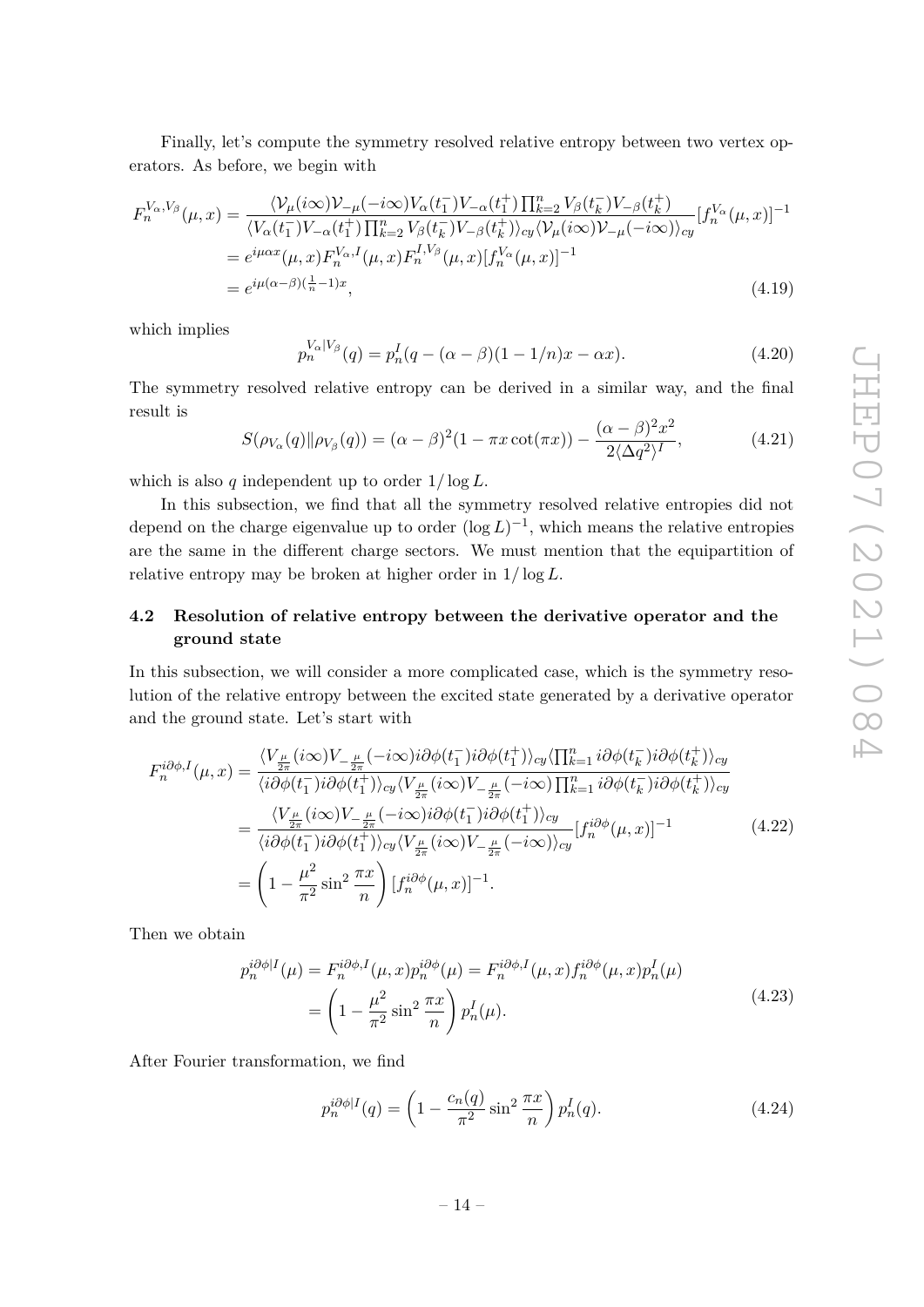Finally, let's compute the symmetry resolved relative entropy between two vertex operators. As before, we begin with

$$
\begin{aligned}
F_n^{V_\alpha,V_\beta}(\mu,x) &= \frac{\langle \mathcal{V}_\mu(i\infty)\mathcal{V}_{-\mu}(-i\infty)V_\alpha(t_1^-)V_{-\alpha}(t_1^+)\prod_{k=2}^n V_\beta(t_k^-)V_{-\beta}(t_k^+)}{\langle V_\alpha(t_1^-)V_{-\alpha}(t_1^+)\prod_{k=2}^n V_\beta(t_k^-)V_{-\beta}(t_k^+)\rangle_{cy}\langle \mathcal{V}_\mu(i\infty)\mathcal{V}_{-\mu}(-i\infty)\rangle_{cy}}[f_n^{V_\alpha}(\mu,x)]^{-1} \\
&= e^{i\mu\alpha x}(\mu,x)F_n^{V_\alpha,I}(\mu,x)F_n^{I,V_\beta}(\mu,x)[f_n^{V_\alpha}(\mu,x)]^{-1} \\
&= e^{i\mu(\alpha-\beta)(\frac{1}{n}-1)x},
\end{aligned}
\tag{4.19}
$$

which implies

$$
p_n^{V_\alpha|V_\beta}(q) = p_n^I(q-(\alpha-\beta)(1-1/n)x-\alpha x). \tag{4.20}
$$

The symmetry resolved relative entropy can be derived in a similar way, and the final result is

$$
S(\rho_{V_\alpha}(q)\|\rho_{V_\beta}(q)) = (\alpha-\beta)^2(1-\pi x\cot(\pi x)) - \frac{(\alpha-\beta)^2x^2}{2\langle \Delta q^2\rangle^I}, \tag{4.21}
$$

which is also $q$ independent up to order $1/\log L$.

In this subsection, we find that all the symmetry resolved relative entropies did not depend on the charge eigenvalue up to order $(\log L)^{-1}$, which means the relative entropies are the same in the different charge sectors. We must mention that the equipartition of relative entropy may be broken at higher order in $1/\log L$.

### 4.2 Resolution of relative entropy between the derivative operator and the ground state

In this subsection, we will consider a more complicated case, which is the symmetry resolution of the relative entropy between the excited state generated by a derivative operator and the ground state. Let's start with

$$
\begin{aligned}
F_n^{i\partial\phi,I}(\mu,x) &= \frac{\langle V_{\frac{\mu}{2\pi}}(i\infty)V_{-\frac{\mu}{2\pi}}(-i\infty)i\partial\phi(t_1^-)i\partial\phi(t_1^+)\rangle_{cy}\langle\prod_{k=1}^n i\partial\phi(t_k^-)i\partial\phi(t_k^+)\rangle_{cy}}{\langle i\partial\phi(t_1^-)i\partial\phi(t_1^+)\rangle_{cy}\langle V_{\frac{\mu}{2\pi}}(i\infty)V_{-\frac{\mu}{2\pi}}(-i\infty)\prod_{k=1}^n i\partial\phi(t_k^-)i\partial\phi(t_k^+)\rangle_{cy}} \\
&= \frac{\langle V_{\frac{\mu}{2\pi}}(i\infty)V_{-\frac{\mu}{2\pi}}(-i\infty)i\partial\phi(t_1^-)i\partial\phi(t_1^+)\rangle_{cy}}{\langle i\partial\phi(t_1^-)i\partial\phi(t_1^+)\rangle_{cy}\langle V_{\frac{\mu}{2\pi}}(i\infty)V_{-\frac{\mu}{2\pi}}(-i\infty)\rangle_{cy}}[f_n^{i\partial\phi}(\mu,x)]^{-1} \\
&= \left(1-\frac{\mu^2}{\pi^2}\sin^2\frac{\pi x}{n}\right)[f_n^{i\partial\phi}(\mu,x)]^{-1}.
\end{aligned}
\tag{4.22}
$$

Then we obtain

$$
\begin{aligned}
p_n^{i\partial\phi|I}(\mu) &= F_n^{i\partial\phi,I}(\mu,x)p_n^{i\partial\phi}(\mu) = F_n^{i\partial\phi,I}(\mu,x)f_n^{i\partial\phi}(\mu,x)p_n^I(\mu) \\
&= \left(1-\frac{\mu^2}{\pi^2}\sin^2\frac{\pi x}{n}\right)p_n^I(\mu).
\end{aligned}
\tag{4.23}
$$

After Fourier transformation, we find

$$
p_n^{i\partial\phi|I}(q) = \left(1-\frac{c_n(q)}{\pi^2}\sin^2\frac{\pi x}{n}\right)p_n^I(q). \tag{4.24}
$$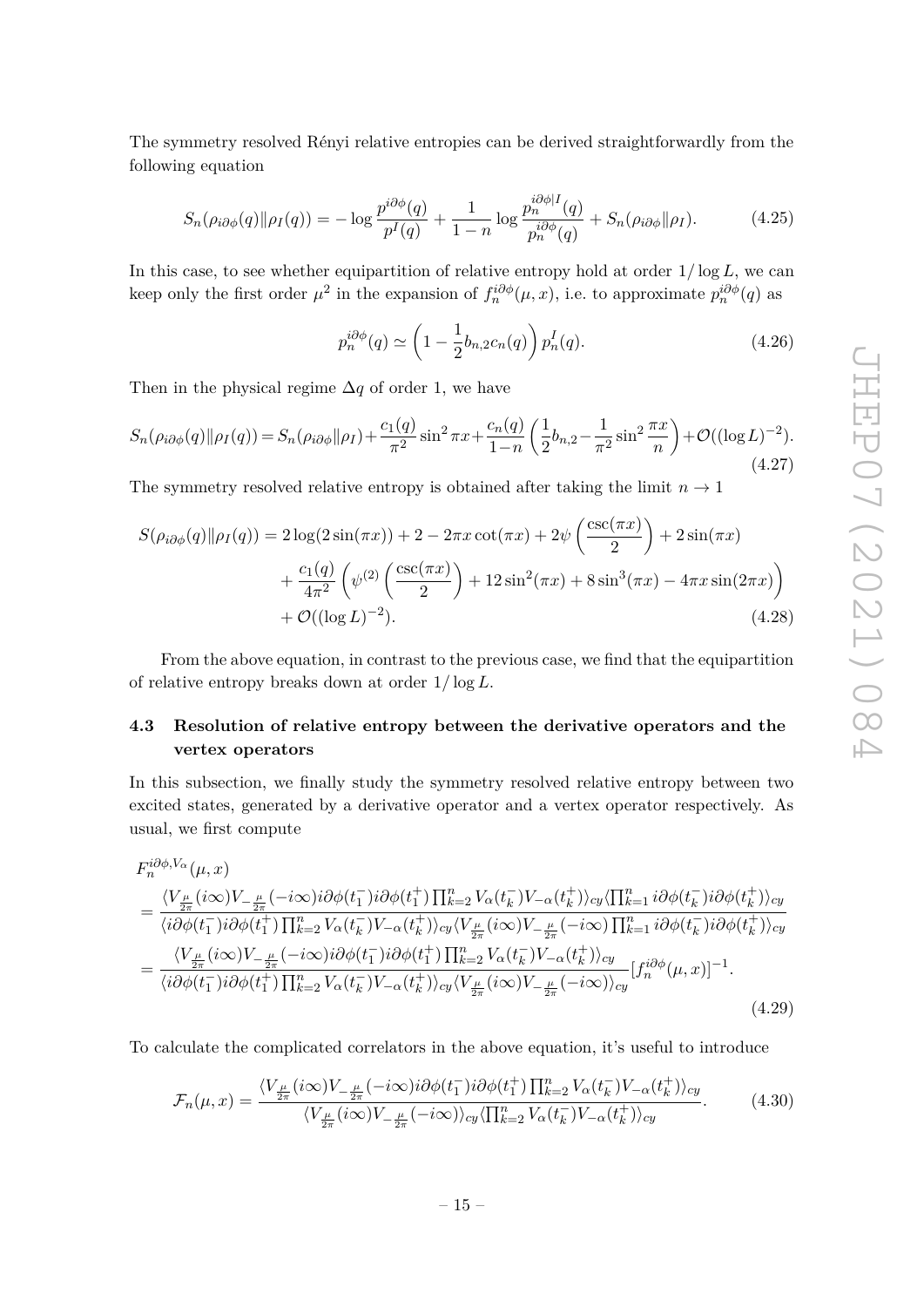The symmetry resolved Rényi relative entropies can be derived straightforwardly from the following equation

$$S_n(\rho_{i\partial\phi}(q)\|\rho_I(q)) = -\log\frac{p^{i\partial\phi}(q)}{p^I(q)} + \frac{1}{1-n}\log\frac{p_n^{i\partial\phi|I}(q)}{p_n^{i\partial\phi}(q)} + S_n(\rho_{i\partial\phi}\|\rho_I). \tag{4.25}$$

In this case, to see whether equipartition of relative entropy hold at order $1/\log L$, we can keep only the first order $\mu^2$ in the expansion of $f_n^{i\partial\phi}(\mu,x)$, i.e. to approximate $p_n^{i\partial\phi}(q)$ as

$$p_n^{i\partial\phi}(q) \simeq \left(1 - \frac{1}{2}b_{n,2}c_n(q)\right)p_n^I(q). \tag{4.26}$$

Then in the physical regime $\Delta q$ of order 1, we have

$$S_n(\rho_{i\partial\phi}(q)\|\rho_I(q)) = S_n(\rho_{i\partial\phi}\|\rho_I) + \frac{c_1(q)}{\pi^2}\sin^2\pi x + \frac{c_n(q)}{1-n}\left(\frac{1}{2}b_{n,2} - \frac{1}{\pi^2}\sin^2\frac{\pi x}{n}\right) + \mathcal{O}((\log L)^{-2}). \tag{4.27}$$

The symmetry resolved relative entropy is obtained after taking the limit $n\to 1$

$$\begin{aligned}
S(\rho_{i\partial\phi}(q)\|\rho_I(q)) &= 2\log(2\sin(\pi x)) + 2 - 2\pi x\cot(\pi x) + 2\psi\left(\frac{\csc(\pi x)}{2}\right) + 2\sin(\pi x) \\
&\quad + \frac{c_1(q)}{4\pi^2}\left(\psi^{(2)}\left(\frac{\csc(\pi x)}{2}\right) + 12\sin^2(\pi x) + 8\sin^3(\pi x) - 4\pi x\sin(2\pi x)\right) \\
&\quad + \mathcal{O}((\log L)^{-2}).
\end{aligned} \tag{4.28}$$

From the above equation, in contrast to the previous case, we find that the equipartition of relative entropy breaks down at order $1/\log L$.

### 4.3 Resolution of relative entropy between the derivative operators and the vertex operators

In this subsection, we finally study the symmetry resolved relative entropy between two excited states, generated by a derivative operator and a vertex operator respectively. As usual, we first compute

$$\begin{aligned}
&F_n^{i\partial\phi,V_\alpha}(\mu,x) \\
&= \frac{\langle V_{\frac{\mu}{2\pi}}(i\infty)V_{-\frac{\mu}{2\pi}}(-i\infty)i\partial\phi(t_1^-)i\partial\phi(t_1^+)\prod_{k=2}^n V_\alpha(t_k^-)V_{-\alpha}(t_k^+)\rangle_{cy}\langle\prod_{k=1}^n i\partial\phi(t_k^-)i\partial\phi(t_k^+)\rangle_{cy}}{\langle i\partial\phi(t_1^-)i\partial\phi(t_1^+)\prod_{k=2}^n V_\alpha(t_k^-)V_{-\alpha}(t_k^+)\rangle_{cy}\langle V_{\frac{\mu}{2\pi}}(i\infty)V_{-\frac{\mu}{2\pi}}(-i\infty)\prod_{k=1}^n i\partial\phi(t_k^-)i\partial\phi(t_k^+)\rangle_{cy}} \\
&= \frac{\langle V_{\frac{\mu}{2\pi}}(i\infty)V_{-\frac{\mu}{2\pi}}(-i\infty)i\partial\phi(t_1^-)i\partial\phi(t_1^+)\prod_{k=2}^n V_\alpha(t_k^-)V_{-\alpha}(t_k^+)\rangle_{cy}}{\langle i\partial\phi(t_1^-)i\partial\phi(t_1^+)\prod_{k=2}^n V_\alpha(t_k^-)V_{-\alpha}(t_k^+)\rangle_{cy}\langle V_{\frac{\mu}{2\pi}}(i\infty)V_{-\frac{\mu}{2\pi}}(-i\infty)\rangle_{cy}}[f_n^{i\partial\phi}(\mu,x)]^{-1}.
\end{aligned} \tag{4.29}$$

To calculate the complicated correlators in the above equation, it's useful to introduce

$$\mathcal{F}_n(\mu,x) = \frac{\langle V_{\frac{\mu}{2\pi}}(i\infty)V_{-\frac{\mu}{2\pi}}(-i\infty)i\partial\phi(t_1^-)i\partial\phi(t_1^+)\prod_{k=2}^n V_\alpha(t_k^-)V_{-\alpha}(t_k^+)\rangle_{cy}}{\langle V_{\frac{\mu}{2\pi}}(i\infty)V_{-\frac{\mu}{2\pi}}(-i\infty)\rangle_{cy}\langle\prod_{k=2}^n V_\alpha(t_k^-)V_{-\alpha}(t_k^+)\rangle_{cy}}. \tag{4.30}$$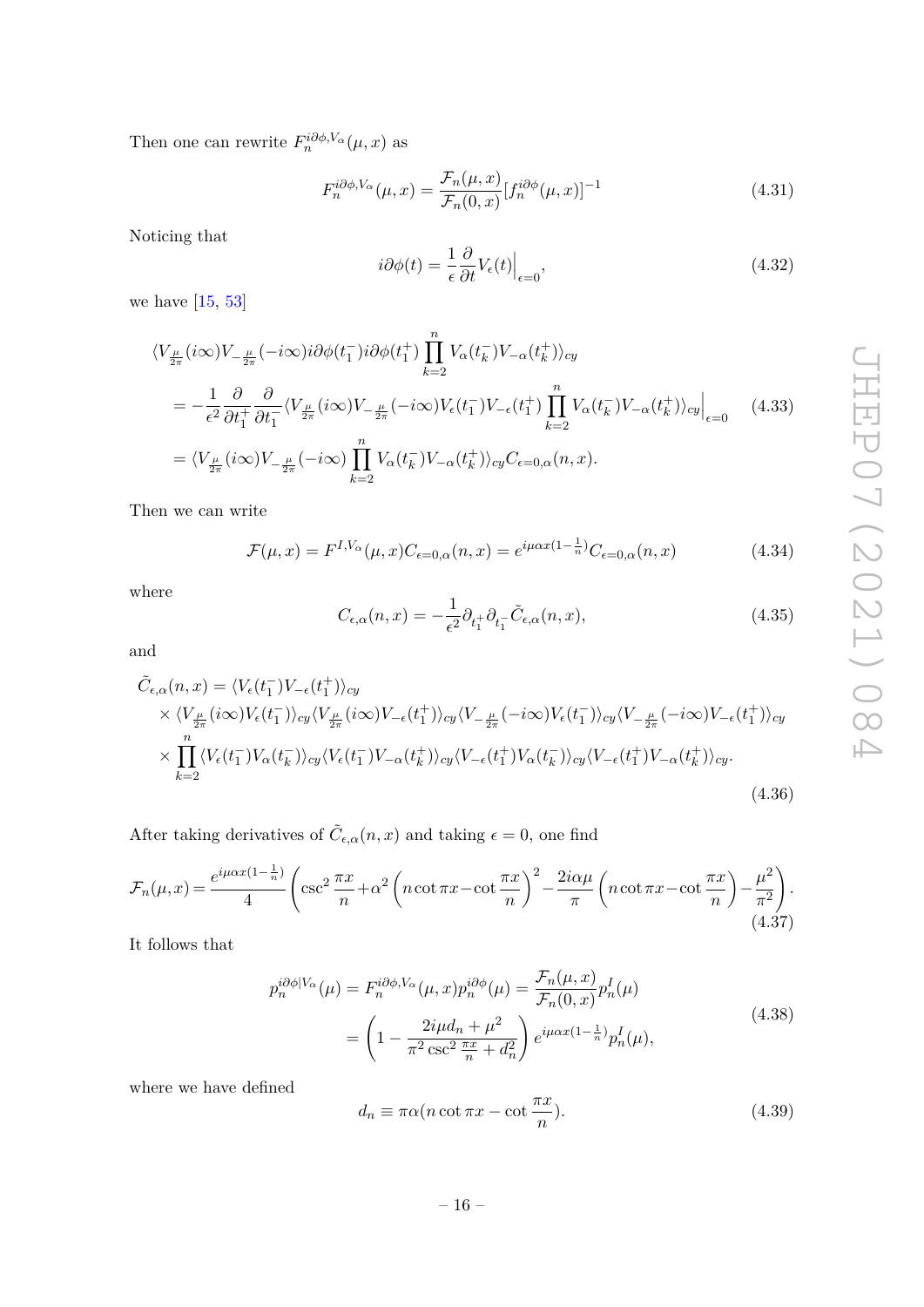Then one can rewrite $F_n^{i\partial\phi,V_\alpha}(\mu,x)$ as

$$F_n^{i\partial\phi,V_\alpha}(\mu,x) = \frac{\mathcal{F}_n(\mu,x)}{\mathcal{F}_n(0,x)}[f_n^{i\partial\phi}(\mu,x)]^{-1} \tag{4.31}$$

Noticing that

$$i\partial\phi(t) = \frac{1}{\epsilon}\frac{\partial}{\partial t}V_\epsilon(t)\Big|_{\epsilon=0}, \tag{4.32}$$

we have [15, 53]

$$\begin{aligned}
&\langle V_{\frac{\mu}{2\pi}}(i\infty)V_{-\frac{\mu}{2\pi}}(-i\infty)i\partial\phi(t_1^-)i\partial\phi(t_1^+)\prod_{k=2}^n V_\alpha(t_k^-)V_{-\alpha}(t_k^+)\rangle_{cy} \\
&= -\frac{1}{\epsilon^2}\frac{\partial}{\partial t_1^+}\frac{\partial}{\partial t_1^-}\langle V_{\frac{\mu}{2\pi}}(i\infty)V_{-\frac{\mu}{2\pi}}(-i\infty)V_\epsilon(t_1^-)V_{-\epsilon}(t_1^+)\prod_{k=2}^n V_\alpha(t_k^-)V_{-\alpha}(t_k^+)\rangle_{cy}\Big|_{\epsilon=0} \\
&= \langle V_{\frac{\mu}{2\pi}}(i\infty)V_{-\frac{\mu}{2\pi}}(-i\infty)\prod_{k=2}^n V_\alpha(t_k^-)V_{-\alpha}(t_k^+)\rangle_{cy}C_{\epsilon=0,\alpha}(n,x).
\end{aligned} \tag{4.33}$$

Then we can write

$$\mathcal{F}(\mu,x) = F^{I,V_\alpha}(\mu,x)C_{\epsilon=0,\alpha}(n,x) = e^{i\mu\alpha x(1-\frac{1}{n})}C_{\epsilon=0,\alpha}(n,x) \tag{4.34}$$

where

$$C_{\epsilon,\alpha}(n,x) = -\frac{1}{\epsilon^2}\partial_{t_1^+}\partial_{t_1^-}\tilde{C}_{\epsilon,\alpha}(n,x), \tag{4.35}$$

and

$$\begin{aligned}
\tilde{C}_{\epsilon,\alpha}(n,x) &= \langle V_\epsilon(t_1^-)V_{-\epsilon}(t_1^+)\rangle_{cy} \\
&\times \langle V_{\frac{\mu}{2\pi}}(i\infty)V_\epsilon(t_1^-)\rangle_{cy}\langle V_{\frac{\mu}{2\pi}}(i\infty)V_{-\epsilon}(t_1^+)\rangle_{cy}\langle V_{-\frac{\mu}{2\pi}}(-i\infty)V_\epsilon(t_1^-)\rangle_{cy}\langle V_{-\frac{\mu}{2\pi}}(-i\infty)V_{-\epsilon}(t_1^+)\rangle_{cy} \\
&\times \prod_{k=2}^n\langle V_\epsilon(t_1^-)V_\alpha(t_k^-)\rangle_{cy}\langle V_\epsilon(t_1^-)V_{-\alpha}(t_k^+)\rangle_{cy}\langle V_{-\epsilon}(t_1^+)V_\alpha(t_k^-)\rangle_{cy}\langle V_{-\epsilon}(t_1^+)V_{-\alpha}(t_k^+)\rangle_{cy}.
\end{aligned} \tag{4.36}$$

After taking derivatives of $\tilde{C}_{\epsilon,\alpha}(n,x)$ and taking $\epsilon=0$, one find

$$\mathcal{F}_n(\mu,x) = \frac{e^{i\mu\alpha x(1-\frac{1}{n})}}{4}\left(\csc^2\frac{\pi x}{n}+\alpha^2\left(n\cot\pi x-\cot\frac{\pi x}{n}\right)^2-\frac{2i\alpha\mu}{\pi}\left(n\cot\pi x-\cot\frac{\pi x}{n}\right)-\frac{\mu^2}{\pi^2}\right). \tag{4.37}$$

It follows that

$$\begin{aligned}
p_n^{i\partial\phi|V_\alpha}(\mu) &= F_n^{i\partial\phi,V_\alpha}(\mu,x)p_n^{i\partial\phi}(\mu) = \frac{\mathcal{F}_n(\mu,x)}{\mathcal{F}_n(0,x)}p_n^I(\mu) \\
&= \left(1-\frac{2i\mu d_n+\mu^2}{\pi^2\csc^2\frac{\pi x}{n}+d_n^2}\right)e^{i\mu\alpha x(1-\frac{1}{n})}p_n^I(\mu),
\end{aligned} \tag{4.38}$$

where we have defined

$$d_n \equiv \pi\alpha(n\cot\pi x-\cot\frac{\pi x}{n}). \tag{4.39}$$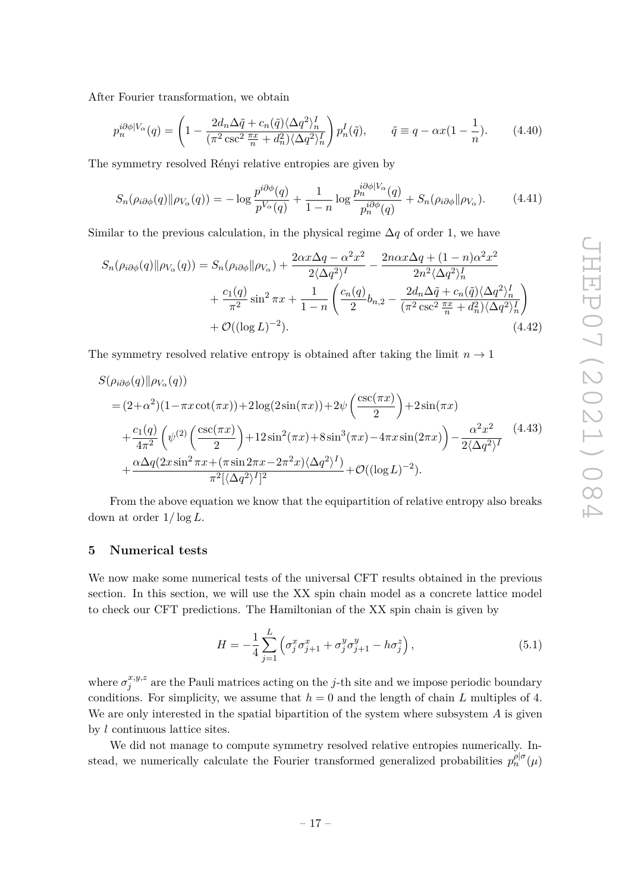After Fourier transformation, we obtain

$$p_n^{i\partial\phi|V_\alpha}(q) = \left(1 - \frac{2d_n\Delta\tilde{q} + c_n(\tilde{q})\langle\Delta q^2\rangle_n^I}{(\pi^2\csc^2\frac{\pi x}{n} + d_n^2)\langle\Delta q^2\rangle_n^I}\right) p_n^I(\tilde{q}), \qquad \tilde{q} \equiv q - \alpha x(1 - \frac{1}{n}). \tag{4.40}$$

The symmetry resolved Rényi relative entropies are given by

$$S_n(\rho_{i\partial\phi}(q)\|\rho_{V_\alpha}(q)) = -\log\frac{p^{i\partial\phi}(q)}{p^{V_\alpha}(q)} + \frac{1}{1-n}\log\frac{p_n^{i\partial\phi|V_\alpha}(q)}{p_n^{i\partial\phi}(q)} + S_n(\rho_{i\partial\phi}\|\rho_{V_\alpha}). \tag{4.41}$$

Similar to the previous calculation, in the physical regime $\Delta q$ of order 1, we have

$$\begin{aligned}
S_n(\rho_{i\partial\phi}(q)\|\rho_{V_\alpha}(q)) &= S_n(\rho_{i\partial\phi}\|\rho_{V_\alpha}) + \frac{2\alpha x\Delta q - \alpha^2x^2}{2\langle\Delta q^2\rangle^I} - \frac{2n\alpha x\Delta q + (1-n)\alpha^2x^2}{2n^2\langle\Delta q^2\rangle_n^I} \\
&\quad + \frac{c_1(q)}{\pi^2}\sin^2\pi x + \frac{1}{1-n}\left(\frac{c_n(q)}{2}b_{n,2} - \frac{2d_n\Delta\tilde{q} + c_n(\tilde{q})\langle\Delta q^2\rangle_n^I}{(\pi^2\csc^2\frac{\pi x}{n} + d_n^2)\langle\Delta q^2\rangle_n^I}\right) \\
&\quad + \mathcal{O}((\log L)^{-2}).
\end{aligned} \tag{4.42}$$

The symmetry resolved relative entropy is obtained after taking the limit $n \to 1$

$$\begin{aligned}
&S(\rho_{i\partial\phi}(q)\|\rho_{V_\alpha}(q)) \\
&= (2+\alpha^2)(1-\pi x\cot(\pi x)) + 2\log(2\sin(\pi x)) + 2\psi\left(\frac{\csc(\pi x)}{2}\right) + 2\sin(\pi x) \\
&\quad + \frac{c_1(q)}{4\pi^2}\left(\psi^{(2)}\left(\frac{\csc(\pi x)}{2}\right) + 12\sin^2(\pi x) + 8\sin^3(\pi x) - 4\pi x\sin(2\pi x)\right) - \frac{\alpha^2x^2}{2\langle\Delta q^2\rangle^I} \\
&\quad + \frac{\alpha\Delta q(2x\sin^2\pi x + (\pi\sin 2\pi x - 2\pi^2 x)\langle\Delta q^2\rangle^I)}{\pi^2[\langle\Delta q^2\rangle^I]^2} + \mathcal{O}((\log L)^{-2}).
\end{aligned} \tag{4.43}$$

From the above equation we know that the equipartition of relative entropy also breaks down at order $1/\log L$.

## 5 Numerical tests

We now make some numerical tests of the universal CFT results obtained in the previous section. In this section, we will use the XX spin chain model as a concrete lattice model to check our CFT predictions. The Hamiltonian of the XX spin chain is given by

$$H = -\frac{1}{4}\sum_{j=1}^{L}\left(\sigma_j^x\sigma_{j+1}^x + \sigma_j^y\sigma_{j+1}^y - h\sigma_j^z\right), \tag{5.1}$$

where $\sigma_j^{x,y,z}$ are the Pauli matrices acting on the $j$-th site and we impose periodic boundary conditions. For simplicity, we assume that $h = 0$ and the length of chain $L$ multiples of 4. We are only interested in the spatial bipartition of the system where subsystem $A$ is given by $l$ continuous lattice sites.

We did not manage to compute symmetry resolved relative entropies numerically. Instead, we numerically calculate the Fourier transformed generalized probabilities $p_n^{\rho|\sigma}(\mu)$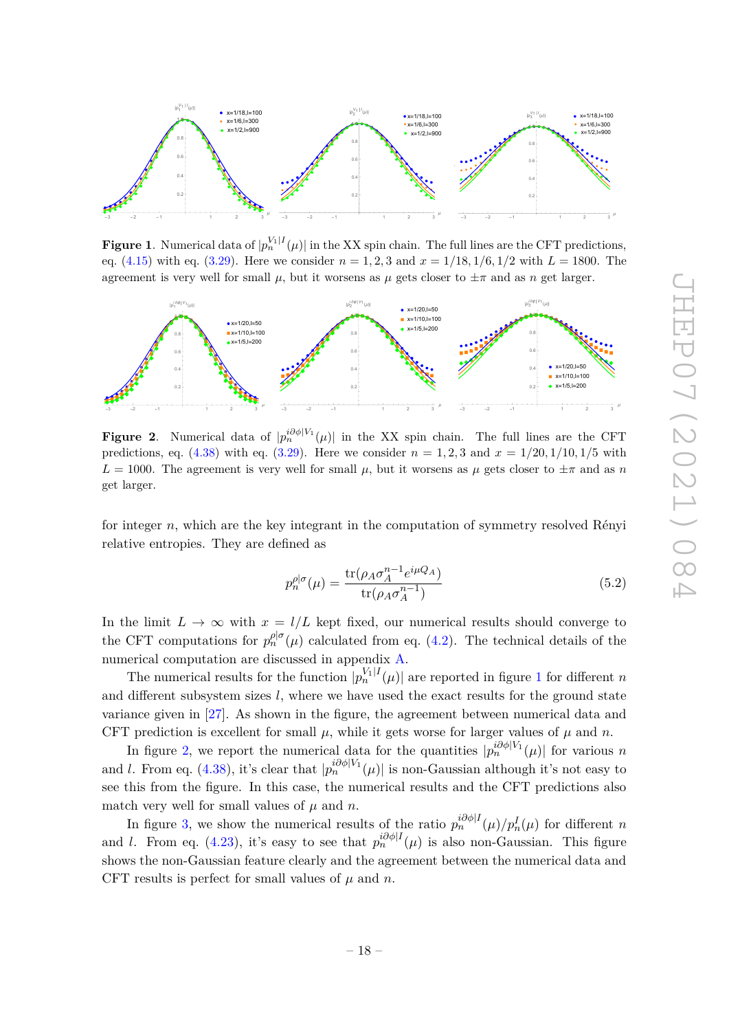**Figure 1**. Numerical data of $|p_n^{V_1|I}(\mu)|$ in the XX spin chain. The full lines are the CFT predictions, eq. (4.15) with eq. (3.29). Here we consider $n = 1, 2, 3$ and $x = 1/18, 1/6, 1/2$ with $L = 1800$. The agreement is very well for small $\mu$, but it worsens as $\mu$ gets closer to $\pm\pi$ and as $n$ get larger.

**Figure 2**. Numerical data of $|p_n^{i\partial\phi|V_1}(\mu)|$ in the XX spin chain. The full lines are the CFT predictions, eq. (4.38) with eq. (3.29). Here we consider $n = 1, 2, 3$ and $x = 1/20, 1/10, 1/5$ with $L = 1000$. The agreement is very well for small $\mu$, but it worsens as $\mu$ gets closer to $\pm\pi$ and as $n$ get larger.

for integer $n$, which are the key integrant in the computation of symmetry resolved Rényi relative entropies. They are defined as

$$p_n^{\rho|\sigma}(\mu) = \frac{\mathrm{tr}(\rho_A \sigma_A^{n-1} e^{i\mu Q_A})}{\mathrm{tr}(\rho_A \sigma_A^{n-1})} \tag{5.2}$$

In the limit $L \to \infty$ with $x = l/L$ kept fixed, our numerical results should converge to the CFT computations for $p_n^{\rho|\sigma}(\mu)$ calculated from eq. (4.2). The technical details of the numerical computation are discussed in appendix A.

The numerical results for the function $|p_n^{V_1|I}(\mu)|$ are reported in figure 1 for different $n$ and different subsystem sizes $l$, where we have used the exact results for the ground state variance given in [27]. As shown in the figure, the agreement between numerical data and CFT prediction is excellent for small $\mu$, while it gets worse for larger values of $\mu$ and $n$.

In figure 2, we report the numerical data for the quantities $|p_n^{i\partial\phi|V_1}(\mu)|$ for various $n$ and $l$. From eq. (4.38), it's clear that $|p_n^{i\partial\phi|V_1}(\mu)|$ is non-Gaussian although it's not easy to see this from the figure. In this case, the numerical results and the CFT predictions also match very well for small values of $\mu$ and $n$.

In figure 3, we show the numerical results of the ratio $p_n^{i\partial\phi|I}(\mu)/p_n^{I}(\mu)$ for different $n$ and $l$. From eq. (4.23), it's easy to see that $p_n^{i\partial\phi|I}(\mu)$ is also non-Gaussian. This figure shows the non-Gaussian feature clearly and the agreement between the numerical data and CFT results is perfect for small values of $\mu$ and $n$.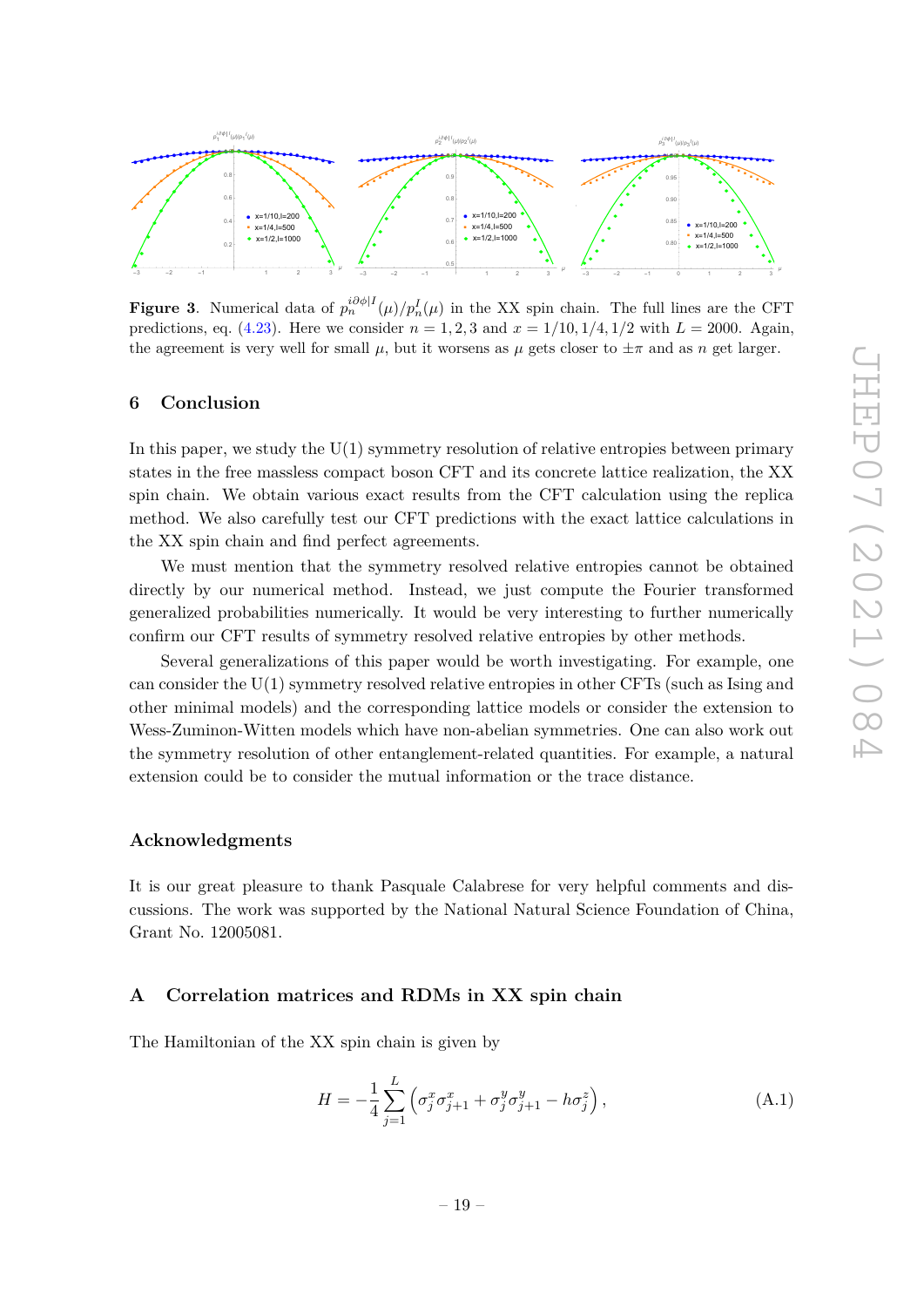**Figure 3**. Numerical data of $p_n^{i\partial\phi|I}(\mu)/p_n^I(\mu)$ in the XX spin chain. The full lines are the CFT predictions, eq. (4.23). Here we consider $n = 1, 2, 3$ and $x = 1/10, 1/4, 1/2$ with $L = 2000$. Again, the agreement is very well for small $\mu$, but it worsens as $\mu$ gets closer to $\pm\pi$ and as $n$ get larger.

## 6 Conclusion

In this paper, we study the U(1) symmetry resolution of relative entropies between primary states in the free massless compact boson CFT and its concrete lattice realization, the XX spin chain. We obtain various exact results from the CFT calculation using the replica method. We also carefully test our CFT predictions with the exact lattice calculations in the XX spin chain and find perfect agreements.

We must mention that the symmetry resolved relative entropies cannot be obtained directly by our numerical method. Instead, we just compute the Fourier transformed generalized probabilities numerically. It would be very interesting to further numerically confirm our CFT results of symmetry resolved relative entropies by other methods.

Several generalizations of this paper would be worth investigating. For example, one can consider the U(1) symmetry resolved relative entropies in other CFTs (such as Ising and other minimal models) and the corresponding lattice models or consider the extension to Wess-Zuminon-Witten models which have non-abelian symmetries. One can also work out the symmetry resolution of other entanglement-related quantities. For example, a natural extension could be to consider the mutual information or the trace distance.

## Acknowledgments

It is our great pleasure to thank Pasquale Calabrese for very helpful comments and discussions. The work was supported by the National Natural Science Foundation of China, Grant No. 12005081.

## A Correlation matrices and RDMs in XX spin chain

The Hamiltonian of the XX spin chain is given by

$$H = -\frac{1}{4}\sum_{j=1}^{L}\left(\sigma_j^x\sigma_{j+1}^x + \sigma_j^y\sigma_{j+1}^y - h\sigma_j^z\right), \tag{A.1}$$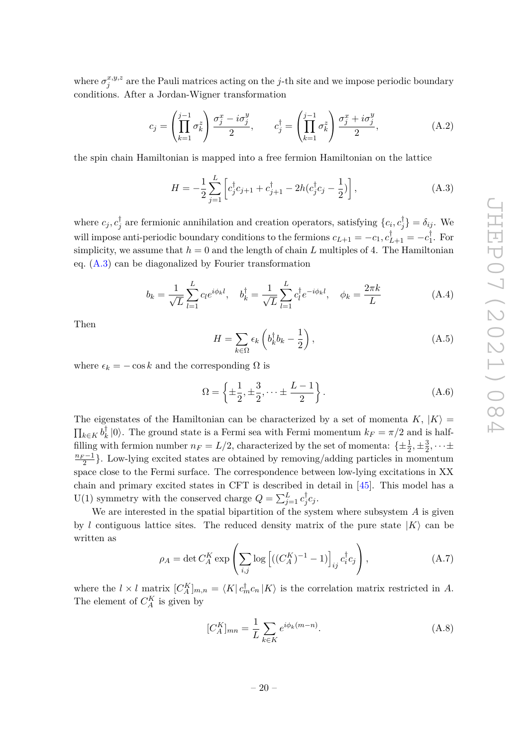where $\sigma_j^{x,y,z}$ are the Pauli matrices acting on the $j$-th site and we impose periodic boundary conditions. After a Jordan-Wigner transformation

$$c_j = \left(\prod_{k=1}^{j-1} \sigma_k^z\right) \frac{\sigma_j^x - i\sigma_j^y}{2}, \qquad c_j^\dagger = \left(\prod_{k=1}^{j-1} \sigma_k^z\right) \frac{\sigma_j^x + i\sigma_j^y}{2}, \tag{A.2}$$

the spin chain Hamiltonian is mapped into a free fermion Hamiltonian on the lattice

$$H = -\frac{1}{2}\sum_{j=1}^{L}\left[c_j^\dagger c_{j+1} + c_{j+1}^\dagger - 2h(c_j^\dagger c_j - \frac{1}{2})\right], \tag{A.3}$$

where $c_j, c_j^\dagger$ are fermionic annihilation and creation operators, satisfying $\{c_i, c_j^\dagger\} = \delta_{ij}$. We will impose anti-periodic boundary conditions to the fermions $c_{L+1} = -c_1, c_{L+1}^\dagger = -c_1^\dagger$. For simplicity, we assume that $h = 0$ and the length of chain $L$ multiples of 4. The Hamiltonian eq. (A.3) can be diagonalized by Fourier transformation

$$b_k = \frac{1}{\sqrt{L}}\sum_{l=1}^{L} c_l e^{i\phi_k l}, \quad b_k^\dagger = \frac{1}{\sqrt{L}}\sum_{l=1}^{L} c_l^\dagger e^{-i\phi_k l}, \quad \phi_k = \frac{2\pi k}{L} \tag{A.4}$$

Then

$$H = \sum_{k\in\Omega} \epsilon_k \left(b_k^\dagger b_k - \frac{1}{2}\right), \tag{A.5}$$

where $\epsilon_k = -\cos k$ and the corresponding $\Omega$ is

$$\Omega = \left\{\pm\frac{1}{2}, \pm\frac{3}{2}, \cdots \pm \frac{L-1}{2}\right\}. \tag{A.6}$$

The eigenstates of the Hamiltonian can be characterized by a set of momenta $K$, $|K\rangle = \prod_{k\in K} b_k^\dagger |0\rangle$. The ground state is a Fermi sea with Fermi momentum $k_F = \pi/2$ and is half-filling with fermion number $n_F = L/2$, characterized by the set of momenta: $\{\pm\frac{1}{2}, \pm\frac{3}{2}, \cdots \pm \frac{n_F - 1}{2}\}$. Low-lying excited states are obtained by removing/adding particles in momentum space close to the Fermi surface. The correspondence between low-lying excitations in XX chain and primary excited states in CFT is described in detail in [45]. This model has a U(1) symmetry with the conserved charge $Q = \sum_{j=1}^{L} c_j^\dagger c_j$.

We are interested in the spatial bipartition of the system where subsystem $A$ is given by $l$ contiguous lattice sites. The reduced density matrix of the pure state $|K\rangle$ can be written as

$$\rho_A = \det C_A^K \exp\left(\sum_{i,j} \log\left[((C_A^K)^{-1} - 1)\right]_{ij} c_i^\dagger c_j\right), \tag{A.7}$$

where the $l \times l$ matrix $[C_A^K]_{m,n} = \langle K| c_m^\dagger c_n |K\rangle$ is the correlation matrix restricted in $A$. The element of $C_A^K$ is given by

$$[C_A^K]_{mn} = \frac{1}{L}\sum_{k\in K} e^{i\phi_k(m-n)}. \tag{A.8}$$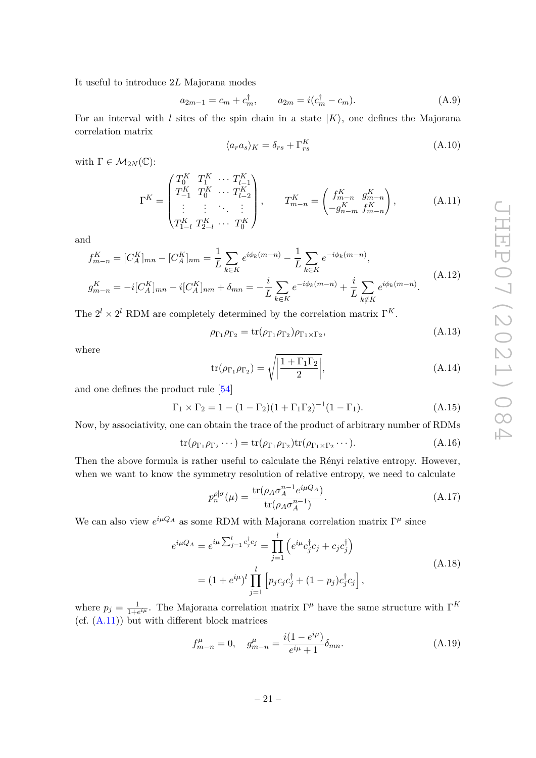It useful to introduce $2L$ Majorana modes

$$a_{2m-1} = c_m + c_m^\dagger, \qquad a_{2m} = i(c_m^\dagger - c_m). \tag{A.9}$$

For an interval with $l$ sites of the spin chain in a state $|K\rangle$, one defines the Majorana correlation matrix

$$\langle a_r a_s \rangle_K = \delta_{rs} + \Gamma^K_{rs} \tag{A.10}$$

with $\Gamma \in \mathcal{M}_{2N}(\mathbb{C})$:

$$\Gamma^K = \begin{pmatrix} T_0^K & T_1^K & \cdots & T_{l-1}^K \\ T_{-1}^K & T_0^K & \cdots & T_{l-2}^K \\ \vdots & \vdots & \ddots & \vdots \\ T_{1-l}^K & T_{2-l}^K & \cdots & T_0^K \end{pmatrix}, \qquad T_{m-n}^K = \begin{pmatrix} f_{m-n}^K & g_{m-n}^K \\ -g_{n-m}^K & f_{m-n}^K \end{pmatrix}, \tag{A.11}$$

and

$$\begin{aligned} f_{m-n}^K &= [C_A^K]_{mn} - [C_A^K]_{nm} = \frac{1}{L}\sum_{k\in K} e^{i\phi_k(m-n)} - \frac{1}{L}\sum_{k\in K} e^{-i\phi_k(m-n)}, \\ g_{m-n}^K &= -i[C_A^K]_{mn} - i[C_A^K]_{nm} + \delta_{mn} = -\frac{i}{L}\sum_{k\in K} e^{-i\phi_k(m-n)} + \frac{i}{L}\sum_{k\notin K} e^{i\phi_k(m-n)}. \end{aligned} \tag{A.12}$$

The $2^l \times 2^l$ RDM are completely determined by the correlation matrix $\Gamma^K$.

$$\rho_{\Gamma_1}\rho_{\Gamma_2} = \mathrm{tr}(\rho_{\Gamma_1}\rho_{\Gamma_2})\rho_{\Gamma_1\times\Gamma_2}, \tag{A.13}$$

where

$$\mathrm{tr}(\rho_{\Gamma_1}\rho_{\Gamma_2}) = \sqrt{\left|\frac{1+\Gamma_1\Gamma_2}{2}\right|}, \tag{A.14}$$

and one defines the product rule [54]

$$\Gamma_1 \times \Gamma_2 = 1 - (1-\Gamma_2)(1+\Gamma_1\Gamma_2)^{-1}(1-\Gamma_1). \tag{A.15}$$

Now, by associativity, one can obtain the trace of the product of arbitrary number of RDMs

$$\mathrm{tr}(\rho_{\Gamma_1}\rho_{\Gamma_2}\cdots) = \mathrm{tr}(\rho_{\Gamma_1}\rho_{\Gamma_2})\mathrm{tr}(\rho_{\Gamma_1\times\Gamma_2}\cdots). \tag{A.16}$$

Then the above formula is rather useful to calculate the Rényi relative entropy. However, when we want to know the symmetry resolution of relative entropy, we need to calculate

$$p_n^{\rho|\sigma}(\mu) = \frac{\mathrm{tr}(\rho_A\sigma_A^{n-1}e^{i\mu Q_A})}{\mathrm{tr}(\rho_A\sigma_A^{n-1})}. \tag{A.17}$$

We can also view $e^{i\mu Q_A}$ as some RDM with Majorana correlation matrix $\Gamma^\mu$ since

$$\begin{aligned} e^{i\mu Q_A} = e^{i\mu\sum_{j=1}^l c_j^\dagger c_j} &= \prod_{j=1}^l \left(e^{i\mu}c_j^\dagger c_j + c_j c_j^\dagger\right) \\ &= (1+e^{i\mu})^l \prod_{j=1}^l \left[p_j c_j c_j^\dagger + (1-p_j)c_j^\dagger c_j\right], \end{aligned} \tag{A.18}$$

where $p_j = \frac{1}{1+e^{i\mu}}$. The Majorana correlation matrix $\Gamma^\mu$ have the same structure with $\Gamma^K$ (cf. (A.11)) but with different block matrices

$$f_{m-n}^\mu = 0, \quad g_{m-n}^\mu = \frac{i(1-e^{i\mu})}{e^{i\mu}+1}\delta_{mn}. \tag{A.19}$$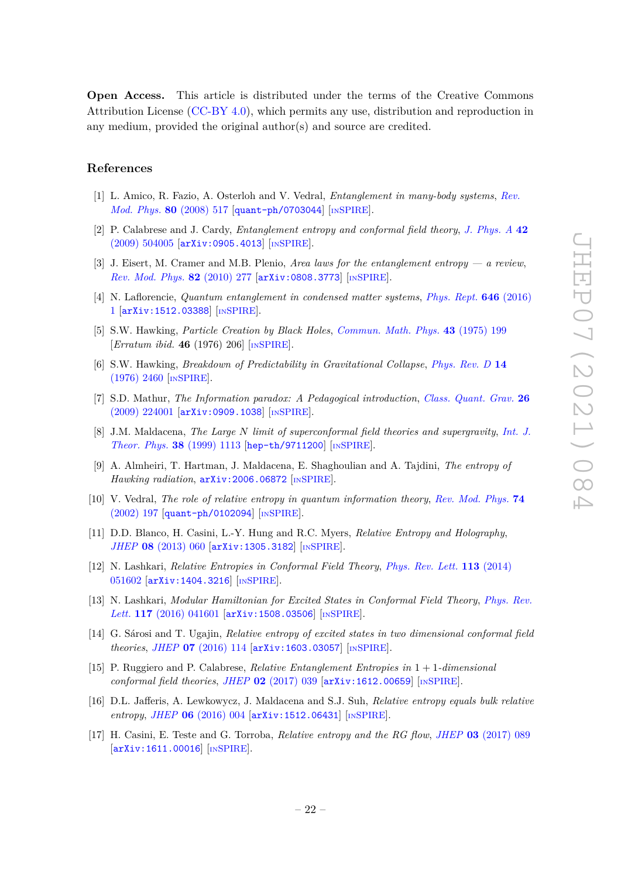**Open Access.** This article is distributed under the terms of the Creative Commons Attribution License (CC-BY 4.0), which permits any use, distribution and reproduction in any medium, provided the original author(s) and source are credited.

## References

[1] L. Amico, R. Fazio, A. Osterloh and V. Vedral, *Entanglement in many-body systems*, *Rev. Mod. Phys.* **80** (2008) 517 [quant-ph/0703044] [INSPIRE].

[2] P. Calabrese and J. Cardy, *Entanglement entropy and conformal field theory*, *J. Phys. A* **42** (2009) 504005 [arXiv:0905.4013] [INSPIRE].

[3] J. Eisert, M. Cramer and M.B. Plenio, *Area laws for the entanglement entropy — a review*, *Rev. Mod. Phys.* **82** (2010) 277 [arXiv:0808.3773] [INSPIRE].

[4] N. Laflorencie, *Quantum entanglement in condensed matter systems*, *Phys. Rept.* **646** (2016) 1 [arXiv:1512.03388] [INSPIRE].

[5] S.W. Hawking, *Particle Creation by Black Holes*, *Commun. Math. Phys.* **43** (1975) 199 [*Erratum ibid.* **46** (1976) 206] [INSPIRE].

[6] S.W. Hawking, *Breakdown of Predictability in Gravitational Collapse*, *Phys. Rev. D* **14** (1976) 2460 [INSPIRE].

[7] S.D. Mathur, *The Information paradox: A Pedagogical introduction*, *Class. Quant. Grav.* **26** (2009) 224001 [arXiv:0909.1038] [INSPIRE].

[8] J.M. Maldacena, *The Large N limit of superconformal field theories and supergravity*, *Int. J. Theor. Phys.* **38** (1999) 1113 [hep-th/9711200] [INSPIRE].

[9] A. Almheiri, T. Hartman, J. Maldacena, E. Shaghoulian and A. Tajdini, *The entropy of Hawking radiation*, arXiv:2006.06872 [INSPIRE].

[10] V. Vedral, *The role of relative entropy in quantum information theory*, *Rev. Mod. Phys.* **74** (2002) 197 [quant-ph/0102094] [INSPIRE].

[11] D.D. Blanco, H. Casini, L.-Y. Hung and R.C. Myers, *Relative Entropy and Holography*, *JHEP* **08** (2013) 060 [arXiv:1305.3182] [INSPIRE].

[12] N. Lashkari, *Relative Entropies in Conformal Field Theory*, *Phys. Rev. Lett.* **113** (2014) 051602 [arXiv:1404.3216] [INSPIRE].

[13] N. Lashkari, *Modular Hamiltonian for Excited States in Conformal Field Theory*, *Phys. Rev. Lett.* **117** (2016) 041601 [arXiv:1508.03506] [INSPIRE].

[14] G. Sárosi and T. Ugajin, *Relative entropy of excited states in two dimensional conformal field theories*, *JHEP* **07** (2016) 114 [arXiv:1603.03057] [INSPIRE].

[15] P. Ruggiero and P. Calabrese, *Relative Entanglement Entropies in 1 + 1-dimensional conformal field theories*, *JHEP* **02** (2017) 039 [arXiv:1612.00659] [INSPIRE].

[16] D.L. Jafferis, A. Lewkowycz, J. Maldacena and S.J. Suh, *Relative entropy equals bulk relative entropy*, *JHEP* **06** (2016) 004 [arXiv:1512.06431] [INSPIRE].

[17] H. Casini, E. Teste and G. Torroba, *Relative entropy and the RG flow*, *JHEP* **03** (2017) 089 [arXiv:1611.00016] [INSPIRE].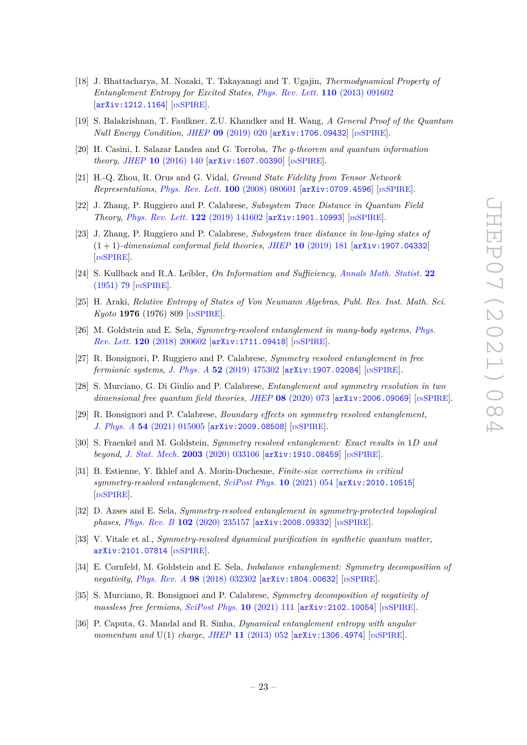[18] J. Bhattacharya, M. Nozaki, T. Takayanagi and T. Ugajin, *Thermodynamical Property of Entanglement Entropy for Excited States*, *Phys. Rev. Lett.* **110** (2013) 091602 [arXiv:1212.1164] [INSPIRE].

[19] S. Balakrishnan, T. Faulkner, Z.U. Khandker and H. Wang, *A General Proof of the Quantum Null Energy Condition*, *JHEP* **09** (2019) 020 [arXiv:1706.09432] [INSPIRE].

[20] H. Casini, I. Salazar Landea and G. Torroba, *The g-theorem and quantum information theory*, *JHEP* **10** (2016) 140 [arXiv:1607.00390] [INSPIRE].

[21] H.-Q. Zhou, R. Orus and G. Vidal, *Ground State Fidelity from Tensor Network Representations*, *Phys. Rev. Lett.* **100** (2008) 080601 [arXiv:0709.4596] [INSPIRE].

[22] J. Zhang, P. Ruggiero and P. Calabrese, *Subsystem Trace Distance in Quantum Field Theory*, *Phys. Rev. Lett.* **122** (2019) 141602 [arXiv:1901.10993] [INSPIRE].

[23] J. Zhang, P. Ruggiero and P. Calabrese, *Subsystem trace distance in low-lying states of $(1+1)$-dimensional conformal field theories*, *JHEP* **10** (2019) 181 [arXiv:1907.04332] [INSPIRE].

[24] S. Kullback and R.A. Leibler, *On Information and Sufficiency*, *Annals Math. Statist.* **22** (1951) 79 [INSPIRE].

[25] H. Araki, *Relative Entropy of States of Von Neumann Algebras*, *Publ. Res. Inst. Math. Sci. Kyoto* **1976** (1976) 809 [INSPIRE].

[26] M. Goldstein and E. Sela, *Symmetry-resolved entanglement in many-body systems*, *Phys. Rev. Lett.* **120** (2018) 200602 [arXiv:1711.09418] [INSPIRE].

[27] R. Bonsignori, P. Ruggiero and P. Calabrese, *Symmetry resolved entanglement in free fermionic systems*, *J. Phys. A* **52** (2019) 475302 [arXiv:1907.02084] [INSPIRE].

[28] S. Murciano, G. Di Giulio and P. Calabrese, *Entanglement and symmetry resolution in two dimensional free quantum field theories*, *JHEP* **08** (2020) 073 [arXiv:2006.09069] [INSPIRE].

[29] R. Bonsignori and P. Calabrese, *Boundary effects on symmetry resolved entanglement*, *J. Phys. A* **54** (2021) 015005 [arXiv:2009.08508] [INSPIRE].

[30] S. Fraenkel and M. Goldstein, *Symmetry resolved entanglement: Exact results in 1D and beyond*, *J. Stat. Mech.* **2003** (2020) 033106 [arXiv:1910.08459] [INSPIRE].

[31] B. Estienne, Y. Ikhlef and A. Morin-Duchesne, *Finite-size corrections in critical symmetry-resolved entanglement*, *SciPost Phys.* **10** (2021) 054 [arXiv:2010.10515] [INSPIRE].

[32] D. Azses and E. Sela, *Symmetry-resolved entanglement in symmetry-protected topological phases*, *Phys. Rev. B* **102** (2020) 235157 [arXiv:2008.09332] [INSPIRE].

[33] V. Vitale et al., *Symmetry-resolved dynamical purification in synthetic quantum matter*, arXiv:2101.07814 [INSPIRE].

[34] E. Cornfeld, M. Goldstein and E. Sela, *Imbalance entanglement: Symmetry decomposition of negativity*, *Phys. Rev. A* **98** (2018) 032302 [arXiv:1804.00632] [INSPIRE].

[35] S. Murciano, R. Bonsignori and P. Calabrese, *Symmetry decomposition of negativity of massless free fermions*, *SciPost Phys.* **10** (2021) 111 [arXiv:2102.10054] [INSPIRE].

[36] P. Caputa, G. Mandal and R. Sinha, *Dynamical entanglement entropy with angular momentum and* U(1) *charge*, *JHEP* **11** (2013) 052 [arXiv:1306.4974] [INSPIRE].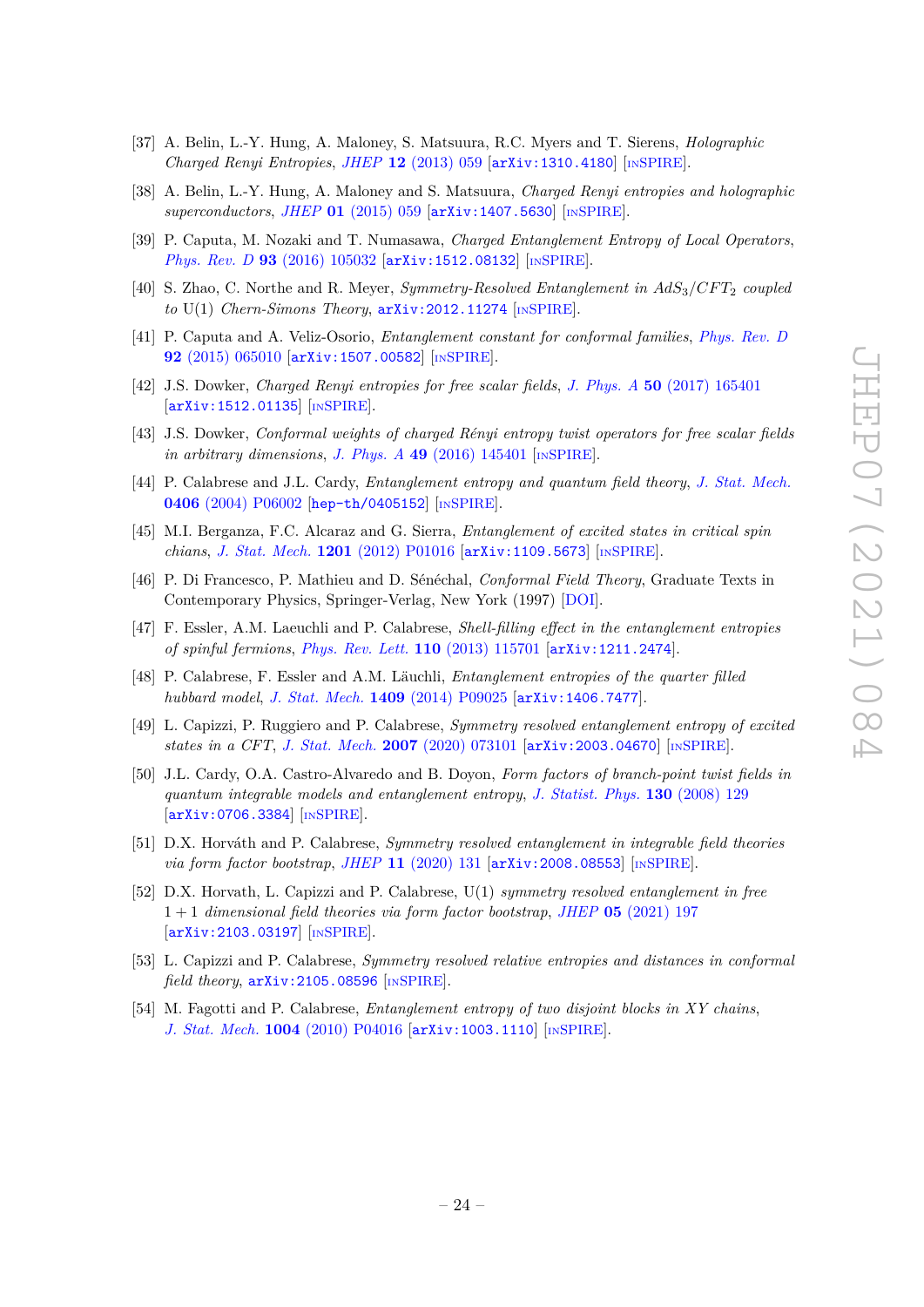[37] A. Belin, L.-Y. Hung, A. Maloney, S. Matsuura, R.C. Myers and T. Sierens, *Holographic Charged Renyi Entropies*, JHEP **12** (2013) 059 [arXiv:1310.4180] [INSPIRE].

[38] A. Belin, L.-Y. Hung, A. Maloney and S. Matsuura, *Charged Renyi entropies and holographic superconductors*, JHEP **01** (2015) 059 [arXiv:1407.5630] [INSPIRE].

[39] P. Caputa, M. Nozaki and T. Numasawa, *Charged Entanglement Entropy of Local Operators*, Phys. Rev. D **93** (2016) 105032 [arXiv:1512.08132] [INSPIRE].

[40] S. Zhao, C. Northe and R. Meyer, *Symmetry-Resolved Entanglement in $AdS_3/CFT_2$ coupled to* U(1) *Chern-Simons Theory*, arXiv:2012.11274 [INSPIRE].

[41] P. Caputa and A. Veliz-Osorio, *Entanglement constant for conformal families*, Phys. Rev. D **92** (2015) 065010 [arXiv:1507.00582] [INSPIRE].

[42] J.S. Dowker, *Charged Renyi entropies for free scalar fields*, J. Phys. A **50** (2017) 165401 [arXiv:1512.01135] [INSPIRE].

[43] J.S. Dowker, *Conformal weights of charged Rényi entropy twist operators for free scalar fields in arbitrary dimensions*, J. Phys. A **49** (2016) 145401 [INSPIRE].

[44] P. Calabrese and J.L. Cardy, *Entanglement entropy and quantum field theory*, J. Stat. Mech. **0406** (2004) P06002 [hep-th/0405152] [INSPIRE].

[45] M.I. Berganza, F.C. Alcaraz and G. Sierra, *Entanglement of excited states in critical spin chians*, J. Stat. Mech. **1201** (2012) P01016 [arXiv:1109.5673] [INSPIRE].

[46] P. Di Francesco, P. Mathieu and D. Sénéchal, *Conformal Field Theory*, Graduate Texts in Contemporary Physics, Springer-Verlag, New York (1997) [DOI].

[47] F. Essler, A.M. Laeuchli and P. Calabrese, *Shell-filling effect in the entanglement entropies of spinful fermions*, Phys. Rev. Lett. **110** (2013) 115701 [arXiv:1211.2474].

[48] P. Calabrese, F. Essler and A.M. Läuchli, *Entanglement entropies of the quarter filled hubbard model*, J. Stat. Mech. **1409** (2014) P09025 [arXiv:1406.7477].

[49] L. Capizzi, P. Ruggiero and P. Calabrese, *Symmetry resolved entanglement entropy of excited states in a CFT*, J. Stat. Mech. **2007** (2020) 073101 [arXiv:2003.04670] [INSPIRE].

[50] J.L. Cardy, O.A. Castro-Alvaredo and B. Doyon, *Form factors of branch-point twist fields in quantum integrable models and entanglement entropy*, J. Statist. Phys. **130** (2008) 129 [arXiv:0706.3384] [INSPIRE].

[51] D.X. Horváth and P. Calabrese, *Symmetry resolved entanglement in integrable field theories via form factor bootstrap*, JHEP **11** (2020) 131 [arXiv:2008.08553] [INSPIRE].

[52] D.X. Horvath, L. Capizzi and P. Calabrese, U(1) *symmetry resolved entanglement in free* $1+1$ *dimensional field theories via form factor bootstrap*, JHEP **05** (2021) 197 [arXiv:2103.03197] [INSPIRE].

[53] L. Capizzi and P. Calabrese, *Symmetry resolved relative entropies and distances in conformal field theory*, arXiv:2105.08596 [INSPIRE].

[54] M. Fagotti and P. Calabrese, *Entanglement entropy of two disjoint blocks in XY chains*, J. Stat. Mech. **1004** (2010) P04016 [arXiv:1003.1110] [INSPIRE].